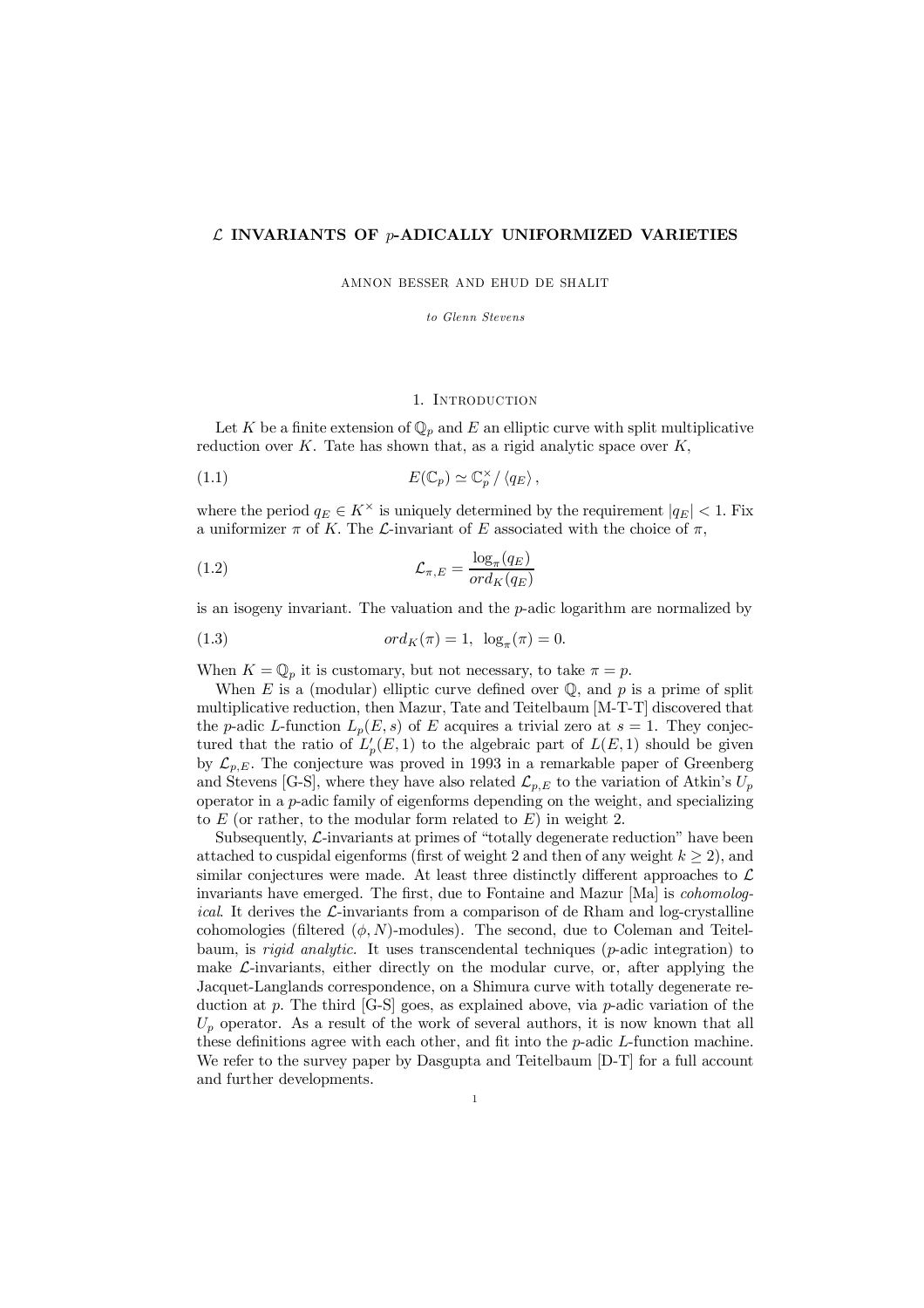# $\mathcal{L}$ INVARIANTS OF $p$-ADICALLY UNIFORMIZED VARIETIES

AMNON BESSER AND EHUD DE SHALIT

*to Glenn Stevens*

## 1. Introduction

Let $K$ be a finite extension of $\mathbb{Q}_p$ and $E$ an elliptic curve with split multiplicative reduction over $K$. Tate has shown that, as a rigid analytic space over $K$,

$$E(\mathbb{C}_p) \simeq \mathbb{C}_p^\times / \langle q_E \rangle \,, \tag{1.1}$$

where the period $q_E \in K^\times$ is uniquely determined by the requirement $|q_E| < 1$. Fix a uniformizer $\pi$ of $K$. The $\mathcal{L}$-invariant of $E$ associated with the choice of $\pi$,

$$\mathcal{L}_{\pi,E} = \frac{\log_\pi(q_E)}{ord_K(q_E)} \tag{1.2}$$

is an isogeny invariant. The valuation and the $p$-adic logarithm are normalized by

$$ord_K(\pi) = 1, \ \ \log_\pi(\pi) = 0. \tag{1.3}$$

When $K = \mathbb{Q}_p$ it is customary, but not necessary, to take $\pi = p$.

When $E$ is a (modular) elliptic curve defined over $\mathbb{Q}$, and $p$ is a prime of split multiplicative reduction, then Mazur, Tate and Teitelbaum [M-T-T] discovered that the $p$-adic $L$-function $L_p(E,s)$ of $E$ acquires a trivial zero at $s = 1$. They conjectured that the ratio of $L_p'(E,1)$ to the algebraic part of $L(E,1)$ should be given by $\mathcal{L}_{p,E}$. The conjecture was proved in 1993 in a remarkable paper of Greenberg and Stevens [G-S], where they have also related $\mathcal{L}_{p,E}$ to the variation of Atkin's $U_p$ operator in a $p$-adic family of eigenforms depending on the weight, and specializing to $E$ (or rather, to the modular form related to $E$) in weight 2.

Subsequently, $\mathcal{L}$-invariants at primes of "totally degenerate reduction" have been attached to cuspidal eigenforms (first of weight 2 and then of any weight $k \geq 2$), and similar conjectures were made. At least three distinctly different approaches to $\mathcal{L}$ invariants have emerged. The first, due to Fontaine and Mazur [Ma] is *cohomological*. It derives the $\mathcal{L}$-invariants from a comparison of de Rham and log-crystalline cohomologies (filtered $(\phi, N)$-modules). The second, due to Coleman and Teitelbaum, is *rigid analytic*. It uses transcendental techniques ($p$-adic integration) to make $\mathcal{L}$-invariants, either directly on the modular curve, or, after applying the Jacquet-Langlands correspondence, on a Shimura curve with totally degenerate reduction at $p$. The third [G-S] goes, as explained above, via $p$-adic variation of the $U_p$ operator. As a result of the work of several authors, it is now known that all these definitions agree with each other, and fit into the $p$-adic $L$-function machine. We refer to the survey paper by Dasgupta and Teitelbaum [D-T] for a full account and further developments.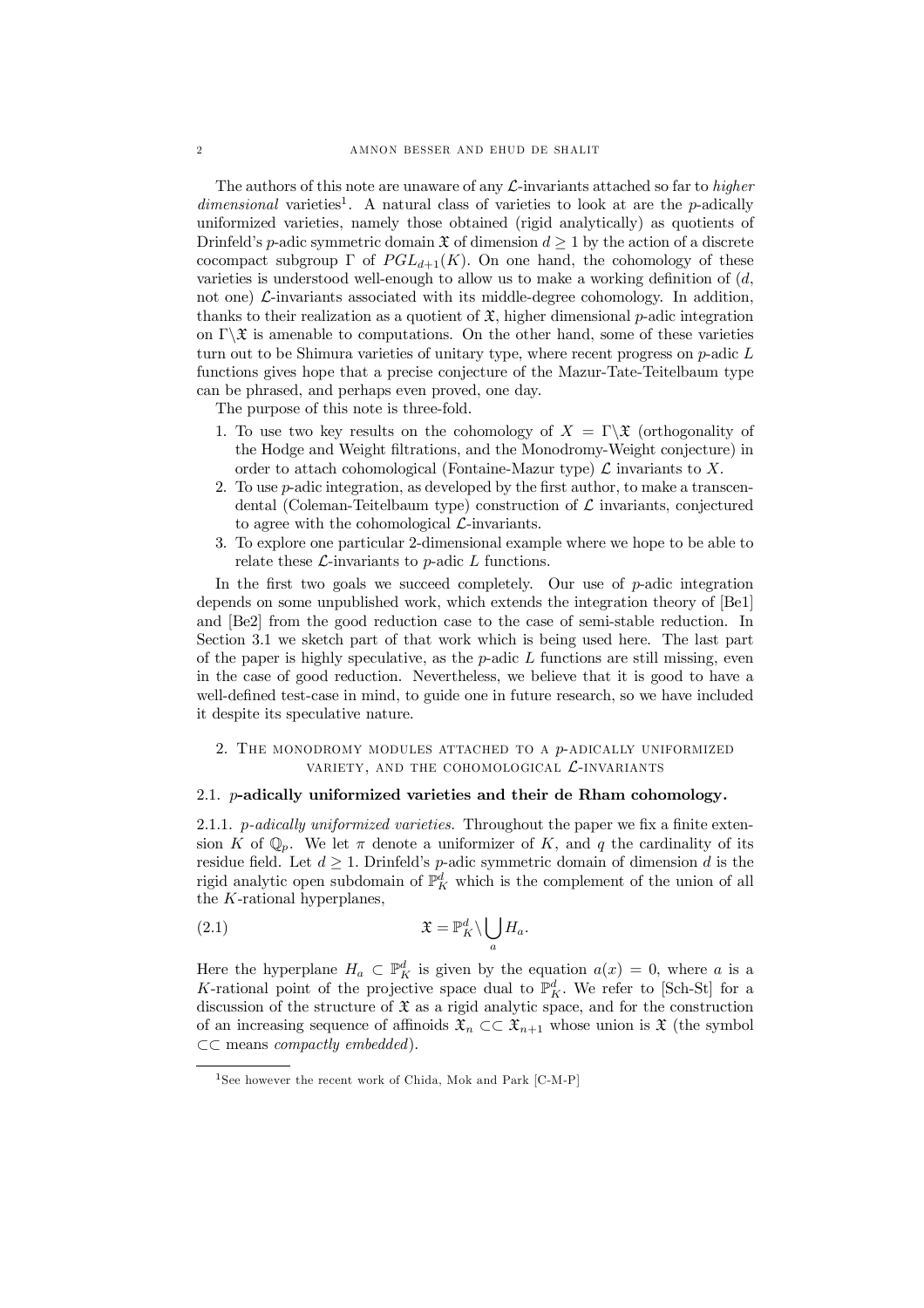The authors of this note are unaware of any $\mathcal{L}$-invariants attached so far to *higher dimensional* varieties[1]. A natural class of varieties to look at are the $p$-adically uniformized varieties, namely those obtained (rigid analytically) as quotients of Drinfeld's $p$-adic symmetric domain $\mathfrak{X}$ of dimension $d \geq 1$ by the action of a discrete cocompact subgroup $\Gamma$ of $PGL_{d+1}(K)$. On one hand, the cohomology of these varieties is understood well-enough to allow us to make a working definition of ($d$, not one) $\mathcal{L}$-invariants associated with its middle-degree cohomology. In addition, thanks to their realization as a quotient of $\mathfrak{X}$, higher dimensional $p$-adic integration on $\Gamma\backslash\mathfrak{X}$ is amenable to computations. On the other hand, some of these varieties turn out to be Shimura varieties of unitary type, where recent progress on $p$-adic $L$ functions gives hope that a precise conjecture of the Mazur-Tate-Teitelbaum type can be phrased, and perhaps even proved, one day.

The purpose of this note is three-fold.

1. To use two key results on the cohomology of $X = \Gamma\backslash\mathfrak{X}$ (orthogonality of the Hodge and Weight filtrations, and the Monodromy-Weight conjecture) in order to attach cohomological (Fontaine-Mazur type) $\mathcal{L}$ invariants to $X$.
2. To use $p$-adic integration, as developed by the first author, to make a transcendental (Coleman-Teitelbaum type) construction of $\mathcal{L}$ invariants, conjectured to agree with the cohomological $\mathcal{L}$-invariants.
3. To explore one particular 2-dimensional example where we hope to be able to relate these $\mathcal{L}$-invariants to $p$-adic $L$ functions.

In the first two goals we succeed completely. Our use of $p$-adic integration depends on some unpublished work, which extends the integration theory of [Be1] and [Be2] from the good reduction case to the case of semi-stable reduction. In Section 3.1 we sketch part of that work which is being used here. The last part of the paper is highly speculative, as the $p$-adic $L$ functions are still missing, even in the case of good reduction. Nevertheless, we believe that it is good to have a well-defined test-case in mind, to guide one in future research, so we have included it despite its speculative nature.

## 2. The monodromy modules attached to a $p$-adically uniformized variety, and the cohomological $\mathcal{L}$-invariants

### 2.1. $p$-adically uniformized varieties and their de Rham cohomology.

2.1.1. *$p$-adically uniformized varieties.* Throughout the paper we fix a finite extension $K$ of $\mathbb{Q}_p$. We let $\pi$ denote a uniformizer of $K$, and $q$ the cardinality of its residue field. Let $d \geq 1$. Drinfeld's $p$-adic symmetric domain of dimension $d$ is the rigid analytic open subdomain of $\mathbb{P}^d_K$ which is the complement of the union of all the $K$-rational hyperplanes,

$$\mathfrak{X} = \mathbb{P}^d_K \backslash \bigcup_a H_a. \tag{2.1}$$

Here the hyperplane $H_a \subset \mathbb{P}^d_K$ is given by the equation $a(x) = 0$, where $a$ is a $K$-rational point of the projective space dual to $\mathbb{P}^d_K$. We refer to [Sch-St] for a discussion of the structure of $\mathfrak{X}$ as a rigid analytic space, and for the construction of an increasing sequence of affinoids $\mathfrak{X}_n \subset\subset \mathfrak{X}_{n+1}$ whose union is $\mathfrak{X}$ (the symbol $\subset\subset$ means *compactly embedded*).

[1] See however the recent work of Chida, Mok and Park [C-M-P]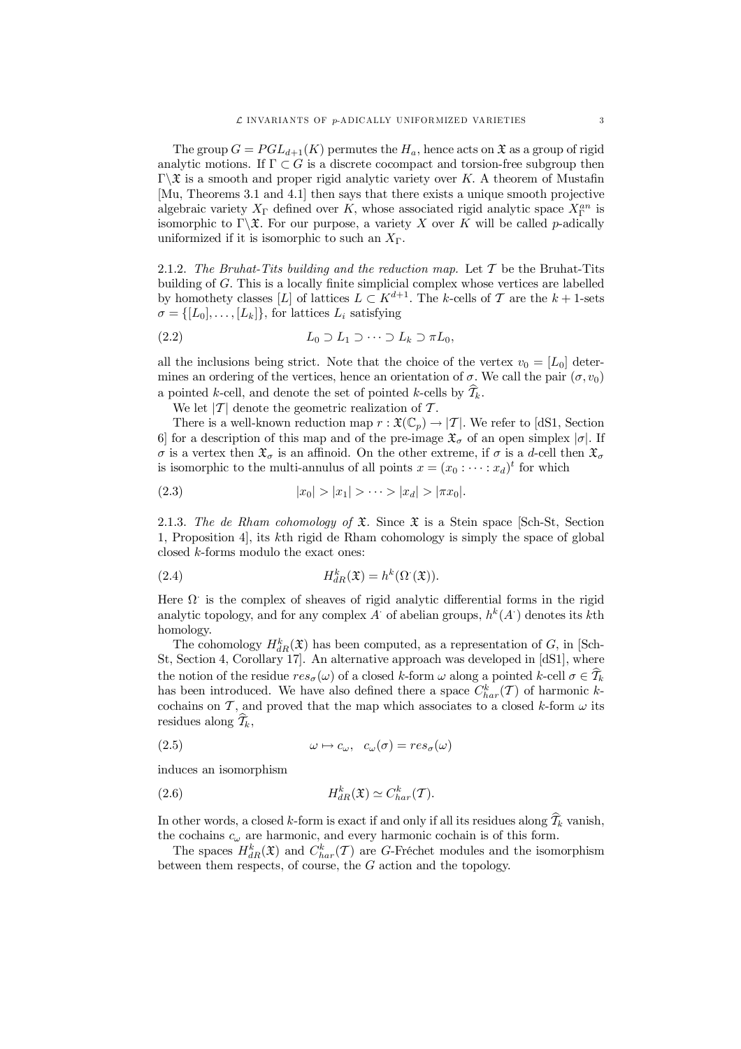The group $G = PGL_{d+1}(K)$ permutes the $H_a$, hence acts on $\mathfrak{X}$ as a group of rigid analytic motions. If $\Gamma \subset G$ is a discrete cocompact and torsion-free subgroup then $\Gamma\backslash\mathfrak{X}$ is a smooth and proper rigid analytic variety over $K$. A theorem of Mustafin [Mu, Theorems 3.1 and 4.1] then says that there exists a unique smooth projective algebraic variety $X_\Gamma$ defined over $K$, whose associated rigid analytic space $X_\Gamma^{an}$ is isomorphic to $\Gamma\backslash\mathfrak{X}$. For our purpose, a variety $X$ over $K$ will be called $p$-adically uniformized if it is isomorphic to such an $X_\Gamma$.

2.1.2. *The Bruhat-Tits building and the reduction map.* Let $\mathcal{T}$ be the Bruhat-Tits building of $G$. This is a locally finite simplicial complex whose vertices are labelled by homothety classes $[L]$ of lattices $L \subset K^{d+1}$. The $k$-cells of $\mathcal{T}$ are the $k+1$-sets $\sigma = \{[L_0], \dots, [L_k]\}$, for lattices $L_i$ satisfying

$$L_0 \supset L_1 \supset \cdots \supset L_k \supset \pi L_0, \tag{2.2}$$

all the inclusions being strict. Note that the choice of the vertex $v_0 = [L_0]$ determines an ordering of the vertices, hence an orientation of $\sigma$. We call the pair $(\sigma, v_0)$ a pointed $k$-cell, and denote the set of pointed $k$-cells by $\widehat{\mathcal{T}}_k$.

We let $|\mathcal{T}|$ denote the geometric realization of $\mathcal{T}$.

There is a well-known reduction map $r : \mathfrak{X}(\mathbb{C}_p) \to |\mathcal{T}|$. We refer to [dS1, Section 6] for a description of this map and of the pre-image $\mathfrak{X}_\sigma$ of an open simplex $|\sigma|$. If $\sigma$ is a vertex then $\mathfrak{X}_\sigma$ is an affinoid. On the other extreme, if $\sigma$ is a $d$-cell then $\mathfrak{X}_\sigma$ is isomorphic to the multi-annulus of all points $x = (x_0 : \cdots : x_d)^t$ for which

$$|x_0| > |x_1| > \cdots > |x_d| > |\pi x_0|. \tag{2.3}$$

2.1.3. *The de Rham cohomology of $\mathfrak{X}$.* Since $\mathfrak{X}$ is a Stein space [Sch-St, Section 1, Proposition 4], its $k$th rigid de Rham cohomology is simply the space of global closed $k$-forms modulo the exact ones:

$$H^k_{dR}(\mathfrak{X}) = h^k(\Omega^{\cdot}(\mathfrak{X})). \tag{2.4}$$

Here $\Omega^{\cdot}$ is the complex of sheaves of rigid analytic differential forms in the rigid analytic topology, and for any complex $A^{\cdot}$ of abelian groups, $h^k(A^{\cdot})$ denotes its $k$th homology.

The cohomology $H^k_{dR}(\mathfrak{X})$ has been computed, as a representation of $G$, in [Sch-St, Section 4, Corollary 17]. An alternative approach was developed in [dS1], where the notion of the residue $res_\sigma(\omega)$ of a closed $k$-form $\omega$ along a pointed $k$-cell $\sigma \in \widehat{\mathcal{T}}_k$ has been introduced. We have also defined there a space $C^k_{har}(\mathcal{T})$ of harmonic $k$-cochains on $\mathcal{T}$, and proved that the map which associates to a closed $k$-form $\omega$ its residues along $\widehat{\mathcal{T}}_k$,

$$\omega \mapsto c_\omega, \quad c_\omega(\sigma) = res_\sigma(\omega) \tag{2.5}$$

induces an isomorphism

$$H^k_{dR}(\mathfrak{X}) \simeq C^k_{har}(\mathcal{T}). \tag{2.6}$$

In other words, a closed $k$-form is exact if and only if all its residues along $\widehat{\mathcal{T}}_k$ vanish, the cochains $c_\omega$ are harmonic, and every harmonic cochain is of this form.

The spaces $H^k_{dR}(\mathfrak{X})$ and $C^k_{har}(\mathcal{T})$ are $G$-Fréchet modules and the isomorphism between them respects, of course, the $G$ action and the topology.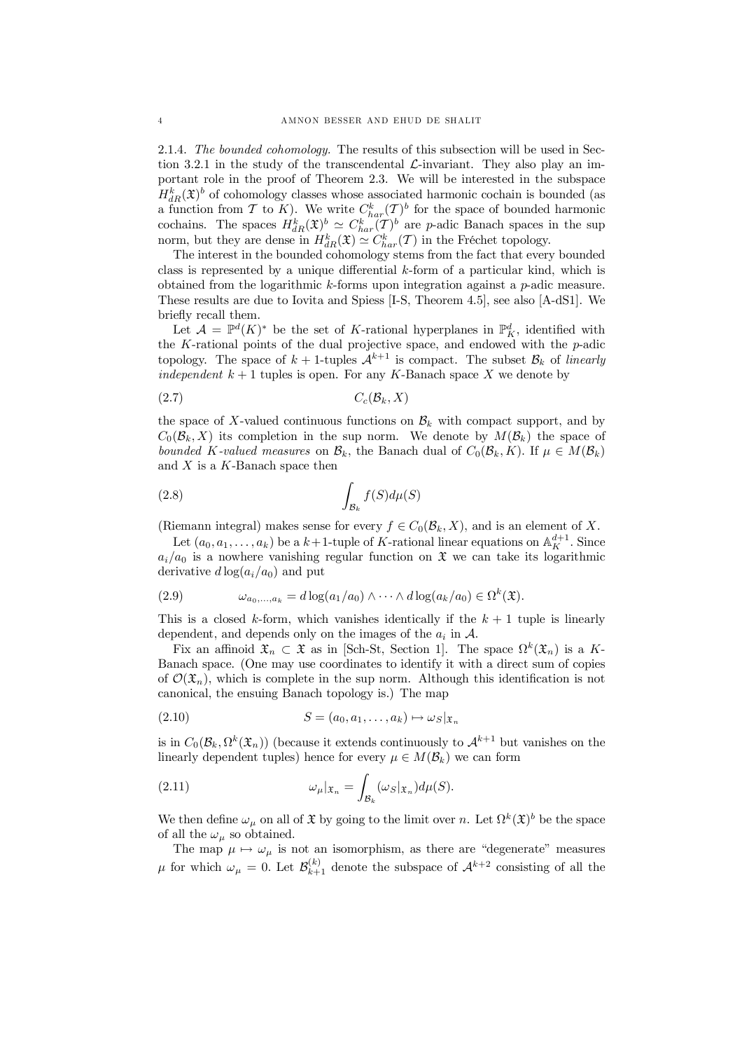2.1.4. *The bounded cohomology.* The results of this subsection will be used in Section 3.2.1 in the study of the transcendental $\mathcal{L}$-invariant. They also play an important role in the proof of Theorem 2.3. We will be interested in the subspace $H^k_{dR}(\mathfrak{X})^b$ of cohomology classes whose associated harmonic cochain is bounded (as a function from $\mathcal{T}$ to $K$). We write $C^k_{har}(\mathcal{T})^b$ for the space of bounded harmonic cochains. The spaces $H^k_{dR}(\mathfrak{X})^b \simeq C^k_{har}(\mathcal{T})^b$ are $p$-adic Banach spaces in the sup norm, but they are dense in $H^k_{dR}(\mathfrak{X}) \simeq C^k_{har}(\mathcal{T})$ in the Fréchet topology.

The interest in the bounded cohomology stems from the fact that every bounded class is represented by a unique differential $k$-form of a particular kind, which is obtained from the logarithmic $k$-forms upon integration against a $p$-adic measure. These results are due to Iovita and Spiess [I-S, Theorem 4.5], see also [A-dS1]. We briefly recall them.

Let $\mathcal{A} = \mathbb{P}^d(K)^*$ be the set of $K$-rational hyperplanes in $\mathbb{P}^d_K$, identified with the $K$-rational points of the dual projective space, and endowed with the $p$-adic topology. The space of $k+1$-tuples $\mathcal{A}^{k+1}$ is compact. The subset $\mathcal{B}_k$ of *linearly independent* $k+1$ tuples is open. For any $K$-Banach space $X$ we denote by

$$C_c(\mathcal{B}_k, X) \tag{2.7}$$

the space of $X$-valued continuous functions on $\mathcal{B}_k$ with compact support, and by $C_0(\mathcal{B}_k, X)$ its completion in the sup norm. We denote by $M(\mathcal{B}_k)$ the space of *bounded $K$-valued measures* on $\mathcal{B}_k$, the Banach dual of $C_0(\mathcal{B}_k, K)$. If $\mu \in M(\mathcal{B}_k)$ and $X$ is a $K$-Banach space then

$$\int_{\mathcal{B}_k} f(S) d\mu(S) \tag{2.8}$$

(Riemann integral) makes sense for every $f \in C_0(\mathcal{B}_k, X)$, and is an element of $X$.

Let $(a_0, a_1, \ldots, a_k)$ be a $k+1$-tuple of $K$-rational linear equations on $\mathbb{A}^{d+1}_K$. Since $a_i/a_0$ is a nowhere vanishing regular function on $\mathfrak{X}$ we can take its logarithmic derivative $d\log(a_i/a_0)$ and put

$$\omega_{a_0,\ldots,a_k} = d\log(a_1/a_0) \wedge \cdots \wedge d\log(a_k/a_0) \in \Omega^k(\mathfrak{X}). \tag{2.9}$$

This is a closed $k$-form, which vanishes identically if the $k+1$ tuple is linearly dependent, and depends only on the images of the $a_i$ in $\mathcal{A}$.

Fix an affinoid $\mathfrak{X}_n \subset \mathfrak{X}$ as in [Sch-St, Section 1]. The space $\Omega^k(\mathfrak{X}_n)$ is a $K$-Banach space. (One may use coordinates to identify it with a direct sum of copies of $\mathcal{O}(\mathfrak{X}_n)$, which is complete in the sup norm. Although this identification is not canonical, the ensuing Banach topology is.) The map

$$S = (a_0, a_1, \ldots, a_k) \mapsto \omega_S|_{\mathfrak{X}_n} \tag{2.10}$$

is in $C_0(\mathcal{B}_k, \Omega^k(\mathfrak{X}_n))$ (because it extends continuously to $\mathcal{A}^{k+1}$ but vanishes on the linearly dependent tuples) hence for every $\mu \in M(\mathcal{B}_k)$ we can form

$$\omega_\mu|_{\mathfrak{X}_n} = \int_{\mathcal{B}_k} (\omega_S|_{\mathfrak{X}_n}) d\mu(S). \tag{2.11}$$

We then define $\omega_\mu$ on all of $\mathfrak{X}$ by going to the limit over $n$. Let $\Omega^k(\mathfrak{X})^b$ be the space of all the $\omega_\mu$ so obtained.

The map $\mu \mapsto \omega_\mu$ is not an isomorphism, as there are "degenerate" measures $\mu$ for which $\omega_\mu = 0$. Let $\mathcal{B}^{(k)}_{k+1}$ denote the subspace of $\mathcal{A}^{k+2}$ consisting of all the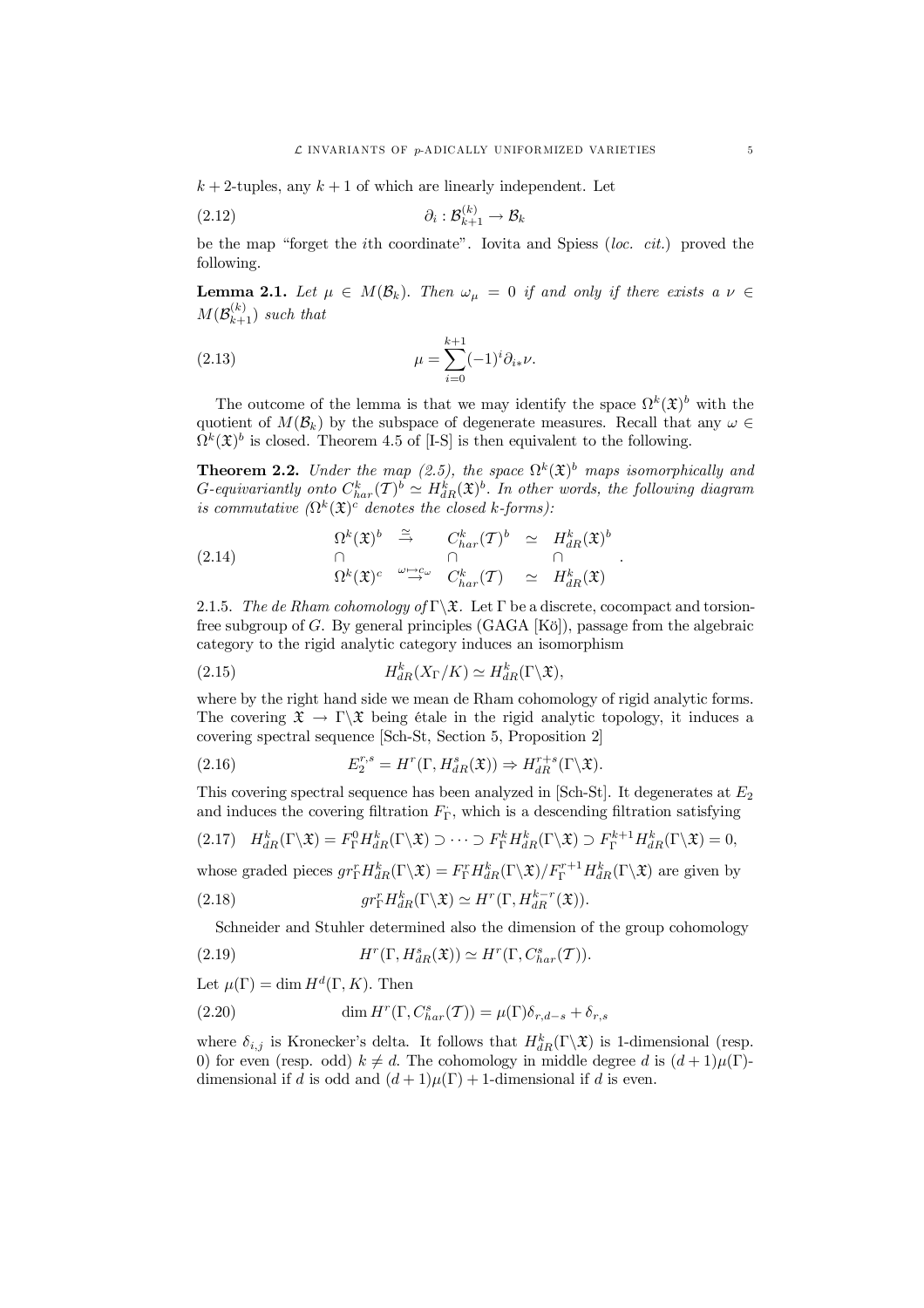$k+2$-tuples, any $k+1$ of which are linearly independent. Let

$$\partial_i : \mathcal{B}^{(k)}_{k+1} \to \mathcal{B}_k \tag{2.12}$$

be the map "forget the $i$th coordinate". Iovita and Spiess (*loc. cit.*) proved the following.

**Lemma 2.1.** *Let $\mu \in M(\mathcal{B}_k)$. Then $\omega_\mu = 0$ if and only if there exists a $\nu \in M(\mathcal{B}^{(k)}_{k+1})$ such that*

$$\mu = \sum_{i=0}^{k+1} (-1)^i \partial_{i*}\nu. \tag{2.13}$$

The outcome of the lemma is that we may identify the space $\Omega^k(\mathfrak{X})^b$ with the quotient of $M(\mathcal{B}_k)$ by the subspace of degenerate measures. Recall that any $\omega \in \Omega^k(\mathfrak{X})^b$ is closed. Theorem 4.5 of [I-S] is then equivalent to the following.

**Theorem 2.2.** *Under the map (2.5), the space $\Omega^k(\mathfrak{X})^b$ maps isomorphically and $G$-equivariantly onto $C^k_{har}(\mathcal{T})^b \simeq H^k_{dR}(\mathfrak{X})^b$. In other words, the following diagram is commutative ($\Omega^k(\mathfrak{X})^c$ denotes the closed $k$-forms):*

$$\begin{array}{ccccc} \Omega^k(\mathfrak{X})^b & \overset{\simeq}{\to} & C^k_{har}(\mathcal{T})^b & \simeq & H^k_{dR}(\mathfrak{X})^b \\ \cap & & \cap & & \cap \\ \Omega^k(\mathfrak{X})^c & \overset{\omega \mapsto c_\omega}{\to} & C^k_{har}(\mathcal{T}) & \simeq & H^k_{dR}(\mathfrak{X}) \end{array}. \tag{2.14}$$

2.1.5. *The de Rham cohomology of* $\Gamma\backslash\mathfrak{X}$. Let $\Gamma$ be a discrete, cocompact and torsion-free subgroup of $G$. By general principles (GAGA [Kö]), passage from the algebraic category to the rigid analytic category induces an isomorphism

$$H^k_{dR}(X_\Gamma/K) \simeq H^k_{dR}(\Gamma\backslash\mathfrak{X}), \tag{2.15}$$

where by the right hand side we mean de Rham cohomology of rigid analytic forms. The covering $\mathfrak{X} \to \Gamma\backslash\mathfrak{X}$ being étale in the rigid analytic topology, it induces a covering spectral sequence [Sch-St, Section 5, Proposition 2]

$$E_2^{r,s} = H^r(\Gamma, H^s_{dR}(\mathfrak{X})) \Rightarrow H^{r+s}_{dR}(\Gamma\backslash\mathfrak{X}). \tag{2.16}$$

This covering spectral sequence has been analyzed in [Sch-St]. It degenerates at $E_2$ and induces the covering filtration $F^{\cdot}_{\Gamma}$, which is a descending filtration satisfying

$$H^k_{dR}(\Gamma\backslash\mathfrak{X}) = F^0_\Gamma H^k_{dR}(\Gamma\backslash\mathfrak{X}) \supset \cdots \supset F^k_\Gamma H^k_{dR}(\Gamma\backslash\mathfrak{X}) \supset F^{k+1}_\Gamma H^k_{dR}(\Gamma\backslash\mathfrak{X}) = 0, \tag{2.17}$$

whose graded pieces $gr^r_\Gamma H^k_{dR}(\Gamma\backslash\mathfrak{X}) = F^r_\Gamma H^k_{dR}(\Gamma\backslash\mathfrak{X})/F^{r+1}_\Gamma H^k_{dR}(\Gamma\backslash\mathfrak{X})$ are given by

$$gr^r_\Gamma H^k_{dR}(\Gamma\backslash\mathfrak{X}) \simeq H^r(\Gamma, H^{k-r}_{dR}(\mathfrak{X})). \tag{2.18}$$

Schneider and Stuhler determined also the dimension of the group cohomology

$$H^r(\Gamma, H^s_{dR}(\mathfrak{X})) \simeq H^r(\Gamma, C^s_{har}(\mathcal{T})). \tag{2.19}$$

Let $\mu(\Gamma) = \dim H^d(\Gamma, K)$. Then

$$\dim H^r(\Gamma, C^s_{har}(\mathcal{T})) = \mu(\Gamma)\delta_{r,d-s} + \delta_{r,s} \tag{2.20}$$

where $\delta_{i,j}$ is Kronecker's delta. It follows that $H^k_{dR}(\Gamma\backslash\mathfrak{X})$ is 1-dimensional (resp. 0) for even (resp. odd) $k \neq d$. The cohomology in middle degree $d$ is $(d+1)\mu(\Gamma)$-dimensional if $d$ is odd and $(d+1)\mu(\Gamma)+1$-dimensional if $d$ is even.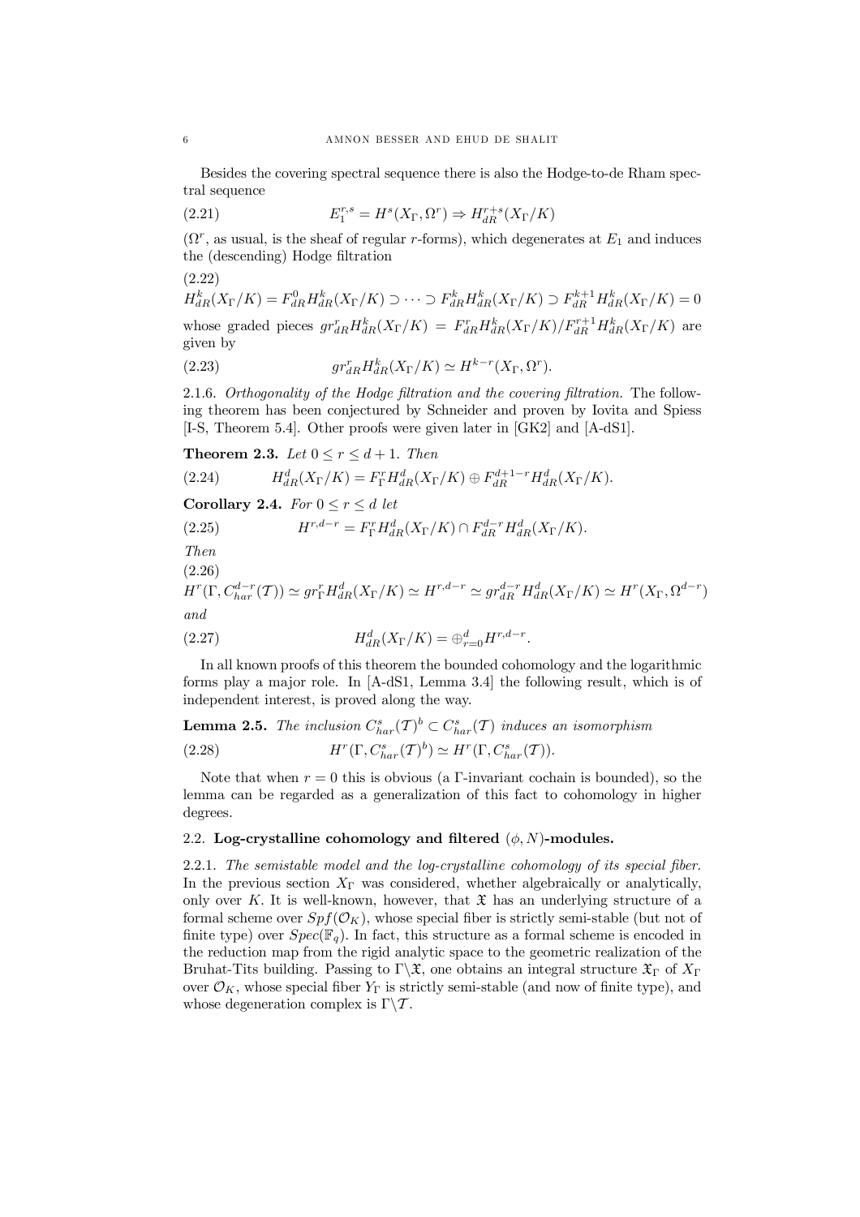Besides the covering spectral sequence there is also the Hodge-to-de Rham spectral sequence

$$E_1^{r,s} = H^s(X_\Gamma, \Omega^r) \Rightarrow H_{dR}^{r+s}(X_\Gamma/K) \tag{2.21}$$

($\Omega^r$, as usual, is the sheaf of regular $r$-forms), which degenerates at $E_1$ and induces the (descending) Hodge filtration

$$H_{dR}^k(X_\Gamma/K) = F_{dR}^0 H_{dR}^k(X_\Gamma/K) \supset \cdots \supset F_{dR}^k H_{dR}^k(X_\Gamma/K) \supset F_{dR}^{k+1} H_{dR}^k(X_\Gamma/K) = 0 \tag{2.22}$$

whose graded pieces $gr_{dR}^r H_{dR}^k(X_\Gamma/K) = F_{dR}^r H_{dR}^k(X_\Gamma/K)/F_{dR}^{r+1} H_{dR}^k(X_\Gamma/K)$ are given by

$$gr_{dR}^r H_{dR}^k(X_\Gamma/K) \simeq H^{k-r}(X_\Gamma, \Omega^r). \tag{2.23}$$

2.1.6. *Orthogonality of the Hodge filtration and the covering filtration.* The following theorem has been conjectured by Schneider and proven by Iovita and Spiess [I-S, Theorem 5.4]. Other proofs were given later in [GK2] and [A-dS1].

**Theorem 2.3.** *Let $0 \le r \le d+1$. Then*

$$H_{dR}^d(X_\Gamma/K) = F_\Gamma^r H_{dR}^d(X_\Gamma/K) \oplus F_{dR}^{d+1-r} H_{dR}^d(X_\Gamma/K). \tag{2.24}$$

**Corollary 2.4.** *For $0 \le r \le d$ let*

$$H^{r,d-r} = F_\Gamma^r H_{dR}^d(X_\Gamma/K) \cap F_{dR}^{d-r} H_{dR}^d(X_\Gamma/K). \tag{2.25}$$

*Then*

$$H^r(\Gamma, C_{har}^{d-r}(\mathcal{T})) \simeq gr_\Gamma^r H_{dR}^d(X_\Gamma/K) \simeq H^{r,d-r} \simeq gr_{dR}^{d-r} H_{dR}^d(X_\Gamma/K) \simeq H^r(X_\Gamma, \Omega^{d-r}) \tag{2.26}$$

*and*

$$H_{dR}^d(X_\Gamma/K) = \oplus_{r=0}^d H^{r,d-r}. \tag{2.27}$$

In all known proofs of this theorem the bounded cohomology and the logarithmic forms play a major role. In [A-dS1, Lemma 3.4] the following result, which is of independent interest, is proved along the way.

**Lemma 2.5.** *The inclusion $C_{har}^s(\mathcal{T})^b \subset C_{har}^s(\mathcal{T})$ induces an isomorphism*

$$H^r(\Gamma, C_{har}^s(\mathcal{T})^b) \simeq H^r(\Gamma, C_{har}^s(\mathcal{T})). \tag{2.28}$$

Note that when $r = 0$ this is obvious (a $\Gamma$-invariant cochain is bounded), so the lemma can be regarded as a generalization of this fact to cohomology in higher degrees.

## 2.2. Log-crystalline cohomology and filtered $(\phi, N)$-modules.

2.2.1. *The semistable model and the log-crystalline cohomology of its special fiber.* In the previous section $X_\Gamma$ was considered, whether algebraically or analytically, only over $K$. It is well-known, however, that $\mathfrak{X}$ has an underlying structure of a formal scheme over $Spf(\mathcal{O}_K)$, whose special fiber is strictly semi-stable (but not of finite type) over $Spec(\mathbb{F}_q)$. In fact, this structure as a formal scheme is encoded in the reduction map from the rigid analytic space to the geometric realization of the Bruhat-Tits building. Passing to $\Gamma\backslash\mathfrak{X}$, one obtains an integral structure $\mathfrak{X}_\Gamma$ of $X_\Gamma$ over $\mathcal{O}_K$, whose special fiber $Y_\Gamma$ is strictly semi-stable (and now of finite type), and whose degeneration complex is $\Gamma\backslash\mathcal{T}$.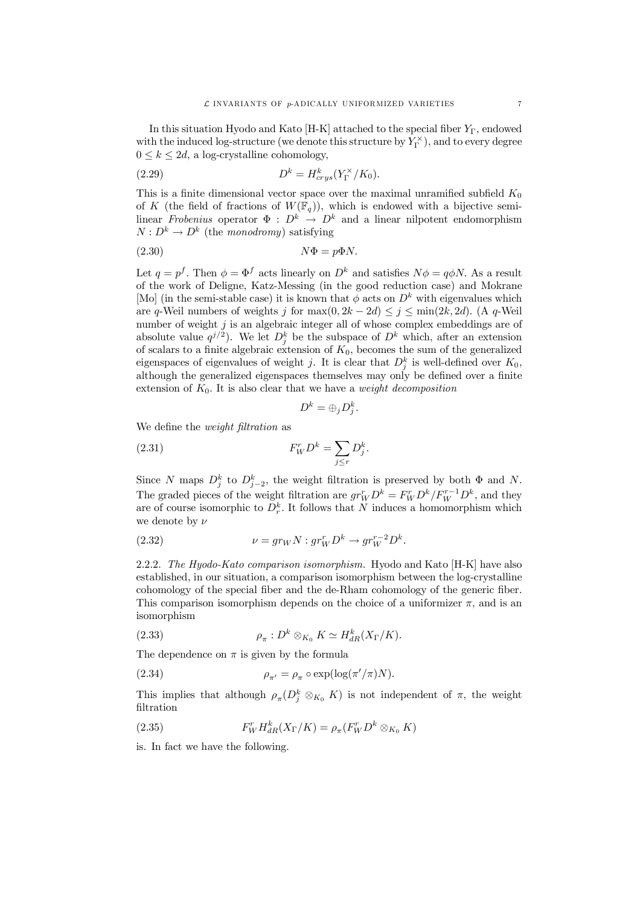In this situation Hyodo and Kato [H-K] attached to the special fiber $Y_\Gamma$, endowed with the induced log-structure (we denote this structure by $Y_\Gamma^\times$), and to every degree $0 \le k \le 2d$, a log-crystalline cohomology,

$$D^k = H^k_{crys}(Y_\Gamma^\times / K_0). \tag{2.29}$$

This is a finite dimensional vector space over the maximal unramified subfield $K_0$ of $K$ (the field of fractions of $W(\mathbb{F}_q)$), which is endowed with a bijective semi-linear *Frobenius* operator $\Phi : D^k \to D^k$ and a linear nilpotent endomorphism $N : D^k \to D^k$ (the *monodromy*) satisfying

$$N\Phi = p\Phi N. \tag{2.30}$$

Let $q = p^f$. Then $\phi = \Phi^f$ acts linearly on $D^k$ and satisfies $N\phi = q\phi N$. As a result of the work of Deligne, Katz-Messing (in the good reduction case) and Mokrane [Mo] (in the semi-stable case) it is known that $\phi$ acts on $D^k$ with eigenvalues which are $q$-Weil numbers of weights $j$ for $\max(0, 2k-2d) \le j \le \min(2k, 2d)$. (A $q$-Weil number of weight $j$ is an algebraic integer all of whose complex embeddings are of absolute value $q^{j/2}$). We let $D^k_j$ be the subspace of $D^k$ which, after an extension of scalars to a finite algebraic extension of $K_0$, becomes the sum of the generalized eigenspaces of eigenvalues of weight $j$. It is clear that $D^k_j$ is well-defined over $K_0$, although the generalized eigenspaces themselves may only be defined over a finite extension of $K_0$. It is also clear that we have a *weight decomposition*

$$D^k = \oplus_j D^k_j.$$

We define the *weight filtration* as

$$F^r_W D^k = \sum_{j \le r} D^k_j. \tag{2.31}$$

Since $N$ maps $D^k_j$ to $D^k_{j-2}$, the weight filtration is preserved by both $\Phi$ and $N$. The graded pieces of the weight filtration are $gr^r_W D^k = F^r_W D^k / F^{r-1}_W D^k$, and they are of course isomorphic to $D^k_r$. It follows that $N$ induces a homomorphism which we denote by $\nu$

$$\nu = gr_W N : gr^r_W D^k \to gr^{r-2}_W D^k. \tag{2.32}$$

2.2.2. *The Hyodo-Kato comparison isomorphism.* Hyodo and Kato [H-K] have also established, in our situation, a comparison isomorphism between the log-crystalline cohomology of the special fiber and the de-Rham cohomology of the generic fiber. This comparison isomorphism depends on the choice of a uniformizer $\pi$, and is an isomorphism

$$\rho_\pi : D^k \otimes_{K_0} K \simeq H^k_{dR}(X_\Gamma / K). \tag{2.33}$$

The dependence on $\pi$ is given by the formula

$$\rho_{\pi'} = \rho_\pi \circ \exp(\log(\pi'/\pi) N). \tag{2.34}$$

This implies that although $\rho_\pi(D^k_j \otimes_{K_0} K)$ is not independent of $\pi$, the weight filtration

$$F^r_W H^k_{dR}(X_\Gamma / K) = \rho_\pi(F^r_W D^k \otimes_{K_0} K) \tag{2.35}$$

is. In fact we have the following.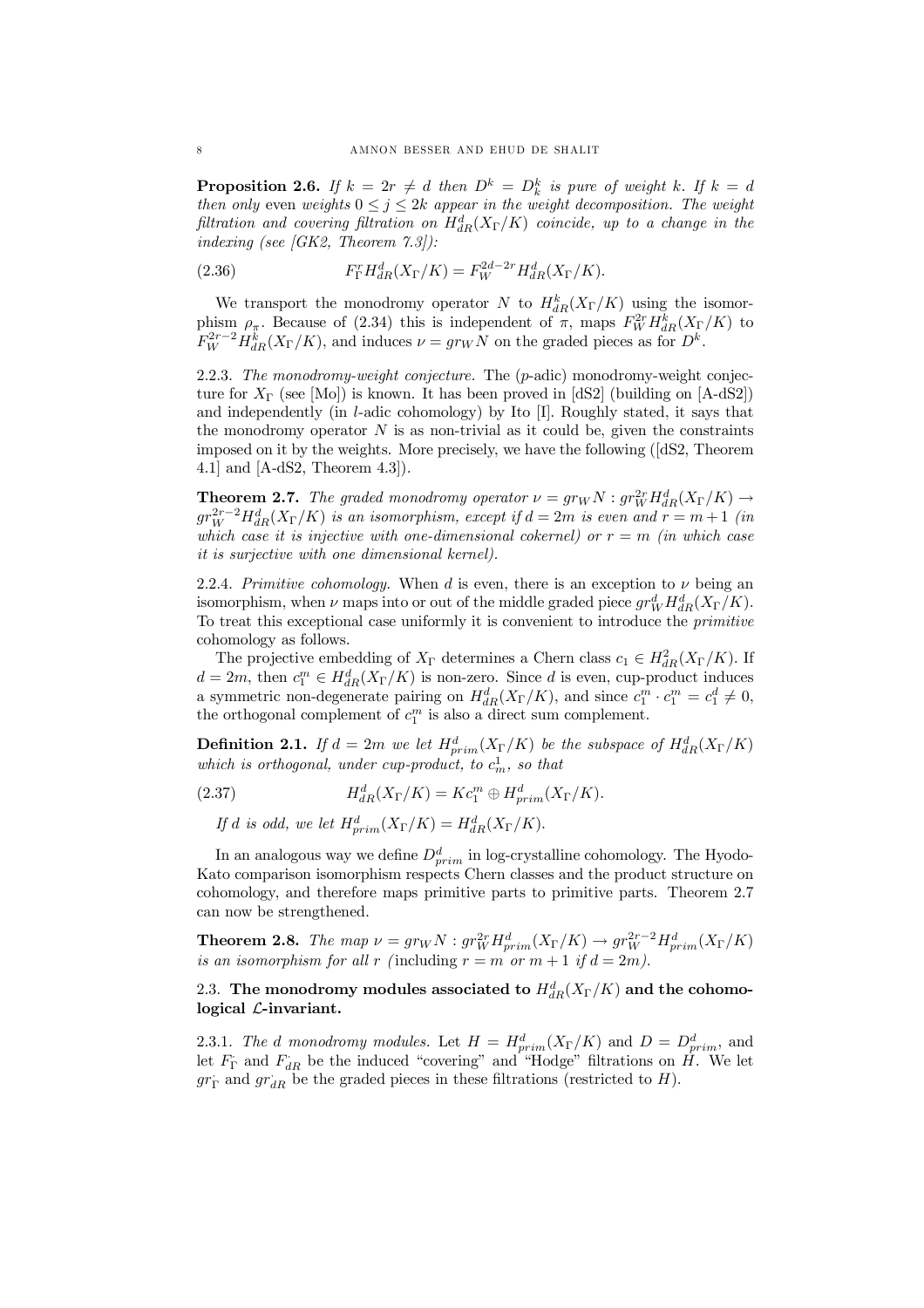**Proposition 2.6.** *If $k = 2r \neq d$ then $D^k = D^k_k$ is pure of weight $k$. If $k = d$ then only* even *weights $0 \leq j \leq 2k$ appear in the weight decomposition. The weight filtration and covering filtration on $H^d_{dR}(X_\Gamma/K)$ coincide, up to a change in the indexing (see [GK2, Theorem 7.3]):*

$$F^r_\Gamma H^d_{dR}(X_\Gamma/K) = F^{2d-2r}_W H^d_{dR}(X_\Gamma/K). \tag{2.36}$$

We transport the monodromy operator $N$ to $H^k_{dR}(X_\Gamma/K)$ using the isomorphism $\rho_\pi$. Because of (2.34) this is independent of $\pi$, maps $F^{2r}_W H^k_{dR}(X_\Gamma/K)$ to $F^{2r-2}_W H^k_{dR}(X_\Gamma/K)$, and induces $\nu = gr_W N$ on the graded pieces as for $D^k$.

2.2.3. *The monodromy-weight conjecture.* The ($p$-adic) monodromy-weight conjecture for $X_\Gamma$ (see [Mo]) is known. It has been proved in [dS2] (building on [A-dS2]) and independently (in $l$-adic cohomology) by Ito [I]. Roughly stated, it says that the monodromy operator $N$ is as non-trivial as it could be, given the constraints imposed on it by the weights. More precisely, we have the following ([dS2, Theorem 4.1] and [A-dS2, Theorem 4.3]).

**Theorem 2.7.** *The graded monodromy operator $\nu = gr_W N : gr^{2r}_W H^d_{dR}(X_\Gamma/K) \to gr^{2r-2}_W H^d_{dR}(X_\Gamma/K)$ is an isomorphism, except if $d = 2m$ is even and $r = m+1$ (in which case it is injective with one-dimensional cokernel) or $r = m$ (in which case it is surjective with one dimensional kernel).*

2.2.4. *Primitive cohomology.* When $d$ is even, there is an exception to $\nu$ being an isomorphism, when $\nu$ maps into or out of the middle graded piece $gr^d_W H^d_{dR}(X_\Gamma/K)$. To treat this exceptional case uniformly it is convenient to introduce the *primitive* cohomology as follows.

The projective embedding of $X_\Gamma$ determines a Chern class $c_1 \in H^2_{dR}(X_\Gamma/K)$. If $d = 2m$, then $c_1^m \in H^d_{dR}(X_\Gamma/K)$ is non-zero. Since $d$ is even, cup-product induces a symmetric non-degenerate pairing on $H^d_{dR}(X_\Gamma/K)$, and since $c_1^m \cdot c_1^m = c_1^d \neq 0$, the orthogonal complement of $c_1^m$ is also a direct sum complement.

**Definition 2.1.** *If $d = 2m$ we let $H^d_{prim}(X_\Gamma/K)$ be the subspace of $H^d_{dR}(X_\Gamma/K)$ which is orthogonal, under cup-product, to $c^1_m$, so that*

$$H^d_{dR}(X_\Gamma/K) = Kc_1^m \oplus H^d_{prim}(X_\Gamma/K). \tag{2.37}$$

*If $d$ is odd, we let $H^d_{prim}(X_\Gamma/K) = H^d_{dR}(X_\Gamma/K)$.*

In an analogous way we define $D^d_{prim}$ in log-crystalline cohomology. The Hyodo-Kato comparison isomorphism respects Chern classes and the product structure on cohomology, and therefore maps primitive parts to primitive parts. Theorem 2.7 can now be strengthened.

**Theorem 2.8.** *The map $\nu = gr_W N : gr^{2r}_W H^d_{prim}(X_\Gamma/K) \to gr^{2r-2}_W H^d_{prim}(X_\Gamma/K)$ is an isomorphism for all $r$ (*including *$r = m$ or $m+1$ if $d = 2m$).*

## 2.3. The monodromy modules associated to $H^d_{dR}(X_\Gamma/K)$ and the cohomological $\mathcal{L}$-invariant.

2.3.1. *The $d$ monodromy modules.* Let $H = H^d_{prim}(X_\Gamma/K)$ and $D = D^d_{prim}$, and let $F^\cdot_\Gamma$ and $F^\cdot_{dR}$ be the induced "covering" and "Hodge" filtrations on $H$. We let $gr^\cdot_\Gamma$ and $gr^\cdot_{dR}$ be the graded pieces in these filtrations (restricted to $H$).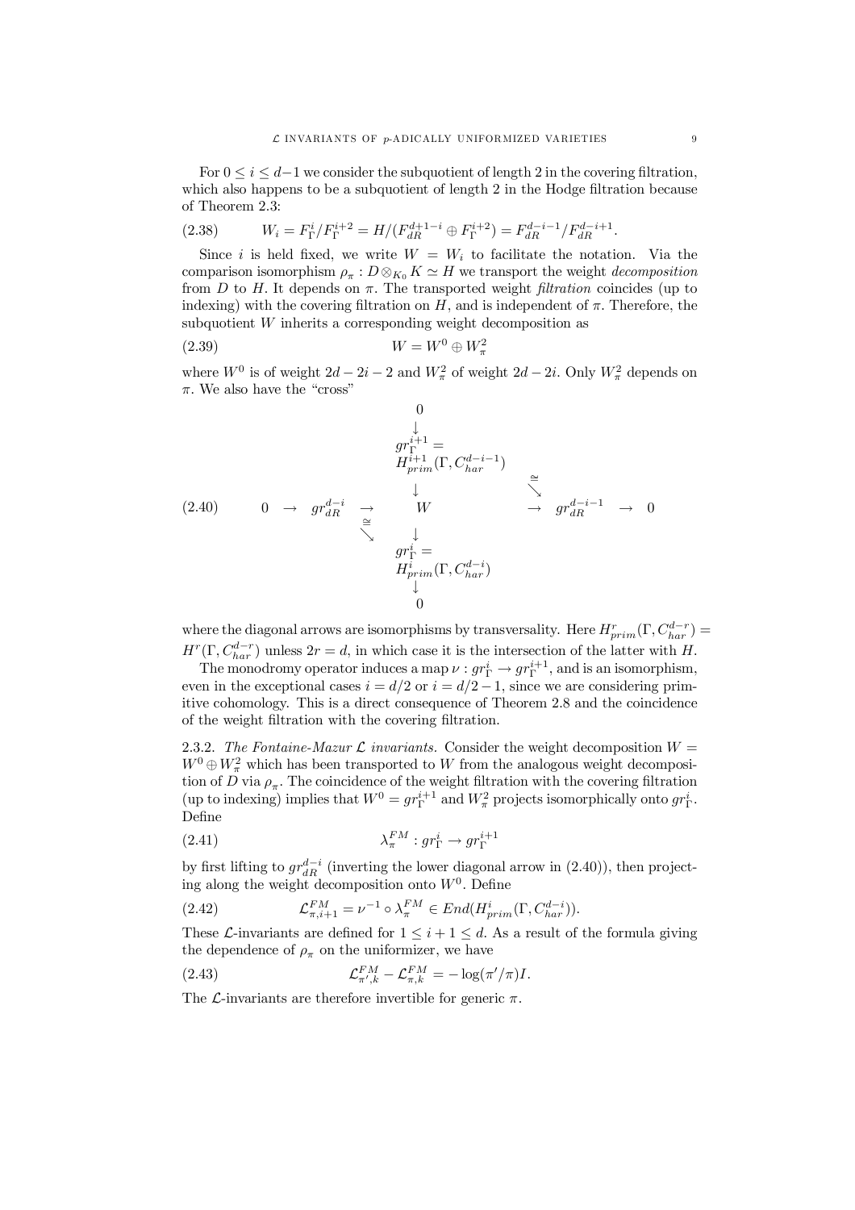For $0 \le i \le d-1$ we consider the subquotient of length 2 in the covering filtration, which also happens to be a subquotient of length 2 in the Hodge filtration because of Theorem 2.3:

$$W_i = F^i_\Gamma / F^{i+2}_\Gamma = H/(F^{d+1-i}_{dR} \oplus F^{i+2}_\Gamma) = F^{d-i-1}_{dR}/F^{d-i+1}_{dR}. \tag{2.38}$$

Since $i$ is held fixed, we write $W = W_i$ to facilitate the notation. Via the comparison isomorphism $\rho_\pi : D \otimes_{K_0} K \simeq H$ we transport the weight *decomposition* from $D$ to $H$. It depends on $\pi$. The transported weight *filtration* coincides (up to indexing) with the covering filtration on $H$, and is independent of $\pi$. Therefore, the subquotient $W$ inherits a corresponding weight decomposition as

$$W = W^0 \oplus W^2_\pi \tag{2.39}$$

where $W^0$ is of weight $2d - 2i - 2$ and $W^2_\pi$ of weight $2d - 2i$. Only $W^2_\pi$ depends on $\pi$. We also have the "cross"

$$\begin{array}{ccccccc}
 & & & 0 & & & \\
 & & & \downarrow & & & \\
 & & & gr^{i+1}_\Gamma = H^{i+1}_{prim}(\Gamma, C^{d-i-1}_{har}) & & & \\
 & & & \downarrow & \overset{\cong}{\searrow} & & \\
0 & \to & gr^{d-i}_{dR} & \to W & & \to & gr^{d-i-1}_{dR} \to 0 \\
 & & \overset{\cong}{\searrow} & \downarrow & & & \\
 & & & gr^i_\Gamma = H^i_{prim}(\Gamma, C^{d-i}_{har}) & & & \\
 & & & \downarrow & & & \\
 & & & 0 & & &
\end{array} \tag{2.40}$$

where the diagonal arrows are isomorphisms by transversality. Here $H^r_{prim}(\Gamma, C^{d-r}_{har}) = H^r(\Gamma, C^{d-r}_{har})$ unless $2r = d$, in which case it is the intersection of the latter with $H$.

The monodromy operator induces a map $\nu : gr^i_\Gamma \to gr^{i+1}_\Gamma$, and is an isomorphism, even in the exceptional cases $i = d/2$ or $i = d/2 - 1$, since we are considering primitive cohomology. This is a direct consequence of Theorem 2.8 and the coincidence of the weight filtration with the covering filtration.

2.3.2. *The Fontaine-Mazur $\mathcal{L}$ invariants.* Consider the weight decomposition $W = W^0 \oplus W^2_\pi$ which has been transported to $W$ from the analogous weight decomposition of $D$ via $\rho_\pi$. The coincidence of the weight filtration with the covering filtration (up to indexing) implies that $W^0 = gr^{i+1}_\Gamma$ and $W^2_\pi$ projects isomorphically onto $gr^i_\Gamma$. Define

$$\lambda^{FM}_\pi : gr^i_\Gamma \to gr^{i+1}_\Gamma \tag{2.41}$$

by first lifting to $gr^{d-i}_{dR}$ (inverting the lower diagonal arrow in (2.40)), then projecting along the weight decomposition onto $W^0$. Define

$$\mathcal{L}^{FM}_{\pi,i+1} = \nu^{-1} \circ \lambda^{FM}_\pi \in End(H^i_{prim}(\Gamma, C^{d-i}_{har})). \tag{2.42}$$

These $\mathcal{L}$-invariants are defined for $1 \le i+1 \le d$. As a result of the formula giving the dependence of $\rho_\pi$ on the uniformizer, we have

$$\mathcal{L}^{FM}_{\pi',k} - \mathcal{L}^{FM}_{\pi,k} = -\log(\pi'/\pi) I. \tag{2.43}$$

The $\mathcal{L}$-invariants are therefore invertible for generic $\pi$.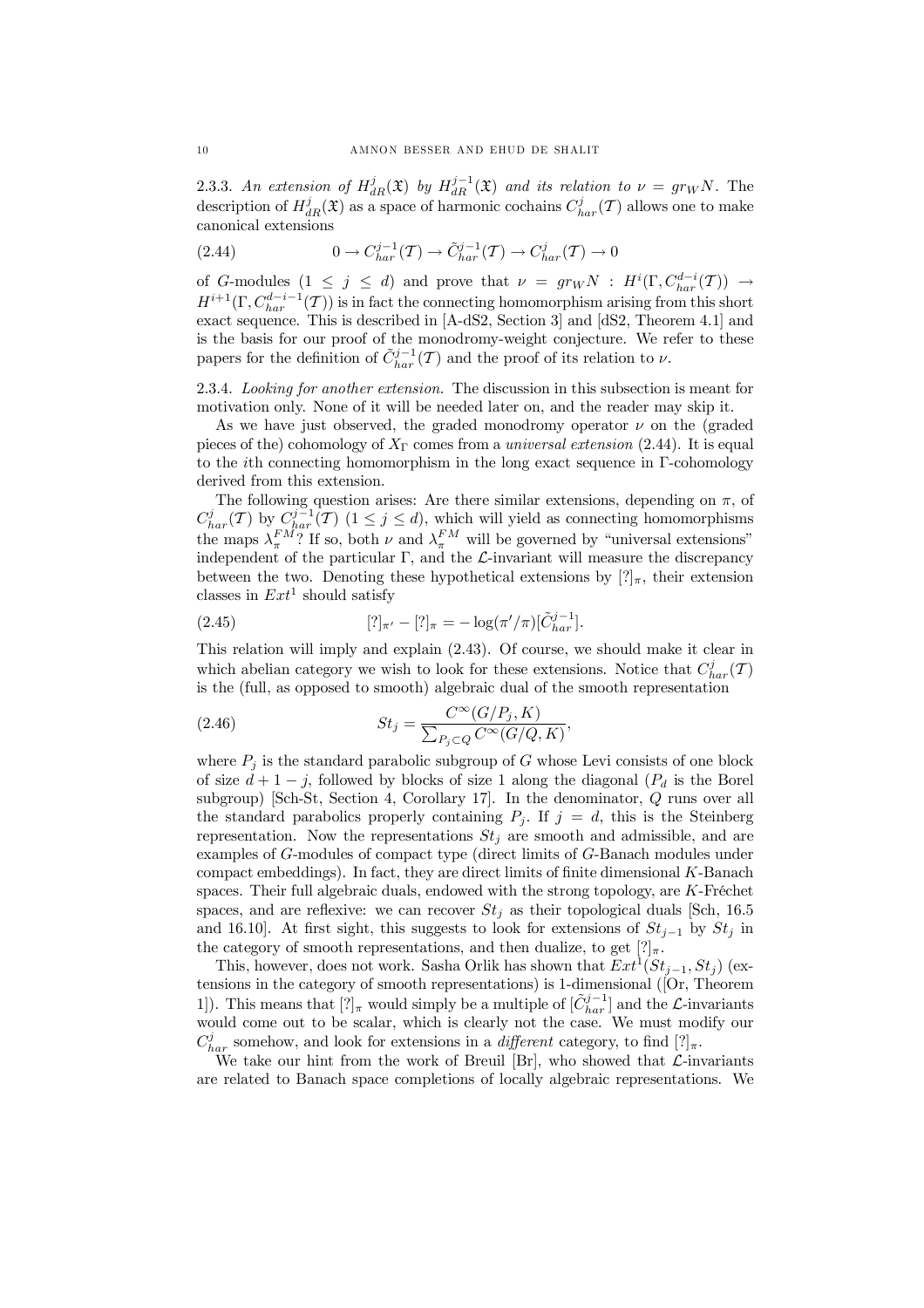2.3.3. *An extension of $H^j_{dR}(\mathfrak{X})$ by $H^{j-1}_{dR}(\mathfrak{X})$ and its relation to $\nu = gr_W N$.* The description of $H^j_{dR}(\mathfrak{X})$ as a space of harmonic cochains $C^j_{har}(\mathcal{T})$ allows one to make canonical extensions

$$0 \to C^{j-1}_{har}(\mathcal{T}) \to \tilde{C}^{j-1}_{har}(\mathcal{T}) \to C^j_{har}(\mathcal{T}) \to 0 \tag{2.44}$$

of $G$-modules ($1 \le j \le d$) and prove that $\nu = gr_W N : H^i(\Gamma, C^{d-i}_{har}(\mathcal{T})) \to H^{i+1}(\Gamma, C^{d-i-1}_{har}(\mathcal{T}))$ is in fact the connecting homomorphism arising from this short exact sequence. This is described in [A-dS2, Section 3] and [dS2, Theorem 4.1] and is the basis for our proof of the monodromy-weight conjecture. We refer to these papers for the definition of $\tilde{C}^{j-1}_{har}(\mathcal{T})$ and the proof of its relation to $\nu$.

2.3.4. *Looking for another extension.* The discussion in this subsection is meant for motivation only. None of it will be needed later on, and the reader may skip it.

As we have just observed, the graded monodromy operator $\nu$ on the (graded pieces of the) cohomology of $X_\Gamma$ comes from a *universal extension* (2.44). It is equal to the $i$th connecting homomorphism in the long exact sequence in $\Gamma$-cohomology derived from this extension.

The following question arises: Are there similar extensions, depending on $\pi$, of $C^j_{har}(\mathcal{T})$ by $C^{j-1}_{har}(\mathcal{T})$ ($1 \le j \le d$), which will yield as connecting homomorphisms the maps $\lambda^{FM}_\pi$? If so, both $\nu$ and $\lambda^{FM}_\pi$ will be governed by "universal extensions" independent of the particular $\Gamma$, and the $\mathcal{L}$-invariant will measure the discrepancy between the two. Denoting these hypothetical extensions by $[?]_\pi$, their extension classes in $Ext^1$ should satisfy

$$[?]_{\pi'} - [?]_\pi = -\log(\pi'/\pi)[\tilde{C}^{j-1}_{har}]. \tag{2.45}$$

This relation will imply and explain (2.43). Of course, we should make it clear in which abelian category we wish to look for these extensions. Notice that $C^j_{har}(\mathcal{T})$ is the (full, as opposed to smooth) algebraic dual of the smooth representation

$$St_j = \frac{C^\infty(G/P_j, K)}{\sum_{P_j \subset Q} C^\infty(G/Q, K)}, \tag{2.46}$$

where $P_j$ is the standard parabolic subgroup of $G$ whose Levi consists of one block of size $d+1-j$, followed by blocks of size 1 along the diagonal ($P_d$ is the Borel subgroup) [Sch-St, Section 4, Corollary 17]. In the denominator, $Q$ runs over all the standard parabolics properly containing $P_j$. If $j = d$, this is the Steinberg representation. Now the representations $St_j$ are smooth and admissible, and are examples of $G$-modules of compact type (direct limits of $G$-Banach modules under compact embeddings). In fact, they are direct limits of finite dimensional $K$-Banach spaces. Their full algebraic duals, endowed with the strong topology, are $K$-Fréchet spaces, and are reflexive: we can recover $St_j$ as their topological duals [Sch, 16.5 and 16.10]. At first sight, this suggests to look for extensions of $St_{j-1}$ by $St_j$ in the category of smooth representations, and then dualize, to get $[?]_\pi$.

This, however, does not work. Sasha Orlik has shown that $Ext^1(St_{j-1}, St_j)$ (extensions in the category of smooth representations) is 1-dimensional ([Or, Theorem 1]). This means that $[?]_\pi$ would simply be a multiple of $[\tilde{C}^{j-1}_{har}]$ and the $\mathcal{L}$-invariants would come out to be scalar, which is clearly not the case. We must modify our $C^j_{har}$ somehow, and look for extensions in a *different* category, to find $[?]_\pi$.

We take our hint from the work of Breuil [Br], who showed that $\mathcal{L}$-invariants are related to Banach space completions of locally algebraic representations. We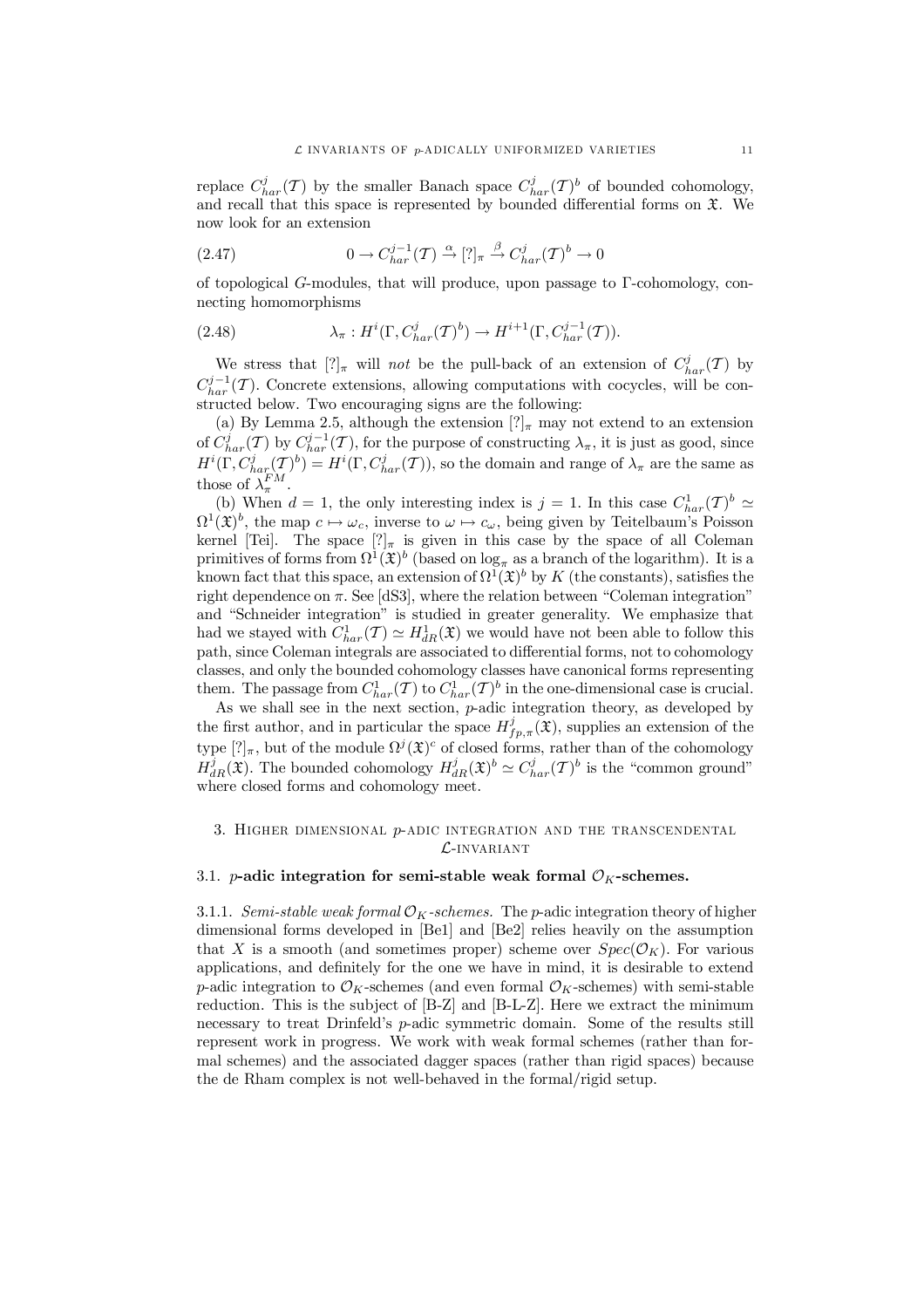replace $C^j_{har}(\mathcal{T})$ by the smaller Banach space $C^j_{har}(\mathcal{T})^b$ of bounded cohomology, and recall that this space is represented by bounded differential forms on $\mathfrak{X}$. We now look for an extension

$$0 \to C^{j-1}_{har}(\mathcal{T}) \xrightarrow{\alpha} [?]_\pi \xrightarrow{\beta} C^j_{har}(\mathcal{T})^b \to 0 \tag{2.47}$$

of topological $G$-modules, that will produce, upon passage to $\Gamma$-cohomology, connecting homomorphisms

$$\lambda_\pi : H^i(\Gamma, C^j_{har}(\mathcal{T})^b) \to H^{i+1}(\Gamma, C^{j-1}_{har}(\mathcal{T})). \tag{2.48}$$

We stress that $[?]_\pi$ will *not* be the pull-back of an extension of $C^j_{har}(\mathcal{T})$ by $C^{j-1}_{har}(\mathcal{T})$. Concrete extensions, allowing computations with cocycles, will be constructed below. Two encouraging signs are the following:

(a) By Lemma 2.5, although the extension $[?]_\pi$ may not extend to an extension of $C^j_{har}(\mathcal{T})$ by $C^{j-1}_{har}(\mathcal{T})$, for the purpose of constructing $\lambda_\pi$, it is just as good, since $H^i(\Gamma, C^j_{har}(\mathcal{T})^b) = H^i(\Gamma, C^j_{har}(\mathcal{T}))$, so the domain and range of $\lambda_\pi$ are the same as those of $\lambda^{FM}_\pi$.

(b) When $d = 1$, the only interesting index is $j = 1$. In this case $C^1_{har}(\mathcal{T})^b \simeq \Omega^1(\mathfrak{X})^b$, the map $c \mapsto \omega_c$, inverse to $\omega \mapsto c_\omega$, being given by Teitelbaum's Poisson kernel [Tei]. The space $[?]_\pi$ is given in this case by the space of all Coleman primitives of forms from $\Omega^1(\mathfrak{X})^b$ (based on $\log_\pi$ as a branch of the logarithm). It is a known fact that this space, an extension of $\Omega^1(\mathfrak{X})^b$ by $K$ (the constants), satisfies the right dependence on $\pi$. See [dS3], where the relation between "Coleman integration" and "Schneider integration" is studied in greater generality. We emphasize that had we stayed with $C^1_{har}(\mathcal{T}) \simeq H^1_{dR}(\mathfrak{X})$ we would have not been able to follow this path, since Coleman integrals are associated to differential forms, not to cohomology classes, and only the bounded cohomology classes have canonical forms representing them. The passage from $C^1_{har}(\mathcal{T})$ to $C^1_{har}(\mathcal{T})^b$ in the one-dimensional case is crucial.

As we shall see in the next section, $p$-adic integration theory, as developed by the first author, and in particular the space $H^j_{fp,\pi}(\mathfrak{X})$, supplies an extension of the type $[?]_\pi$, but of the module $\Omega^j(\mathfrak{X})^c$ of closed forms, rather than of the cohomology $H^j_{dR}(\mathfrak{X})$. The bounded cohomology $H^j_{dR}(\mathfrak{X})^b \simeq C^j_{har}(\mathcal{T})^b$ is the "common ground" where closed forms and cohomology meet.

## 3. Higher dimensional $p$-adic integration and the transcendental $\mathcal{L}$-invariant

### 3.1. $p$-adic integration for semi-stable weak formal $\mathcal{O}_K$-schemes.

3.1.1. *Semi-stable weak formal $\mathcal{O}_K$-schemes.* The $p$-adic integration theory of higher dimensional forms developed in [Be1] and [Be2] relies heavily on the assumption that $X$ is a smooth (and sometimes proper) scheme over $Spec(\mathcal{O}_K)$. For various applications, and definitely for the one we have in mind, it is desirable to extend $p$-adic integration to $\mathcal{O}_K$-schemes (and even formal $\mathcal{O}_K$-schemes) with semi-stable reduction. This is the subject of [B-Z] and [B-L-Z]. Here we extract the minimum necessary to treat Drinfeld's $p$-adic symmetric domain. Some of the results still represent work in progress. We work with weak formal schemes (rather than formal schemes) and the associated dagger spaces (rather than rigid spaces) because the de Rham complex is not well-behaved in the formal/rigid setup.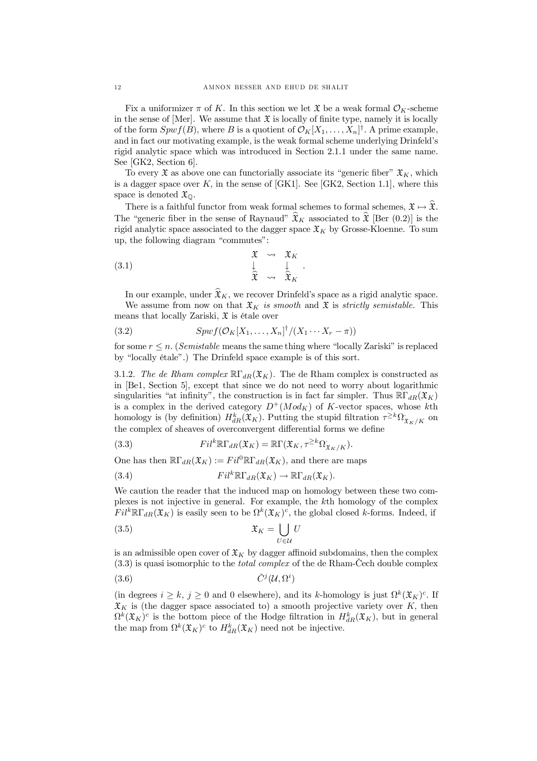Fix a uniformizer $\pi$ of $K$. In this section we let $\mathfrak{X}$ be a weak formal $\mathcal{O}_K$-scheme in the sense of [Mer]. We assume that $\mathfrak{X}$ is locally of finite type, namely it is locally of the form $Spwf(B)$, where $B$ is a quotient of $\mathcal{O}_K[X_1,\ldots,X_n]^\dagger$. A prime example, and in fact our motivating example, is the weak formal scheme underlying Drinfeld's rigid analytic space which was introduced in Section 2.1.1 under the same name. See [GK2, Section 6].

To every $\mathfrak{X}$ as above one can functorially associate its "generic fiber" $\mathfrak{X}_K$, which is a dagger space over $K$, in the sense of [GK1]. See [GK2, Section 1.1], where this space is denoted $\mathfrak{X}_{\mathbb{Q}}$.

There is a faithful functor from weak formal schemes to formal schemes, $\mathfrak{X} \mapsto \widehat{\mathfrak{X}}$. The "generic fiber in the sense of Raynaud" $\widehat{\mathfrak{X}}_K$ associated to $\widehat{\mathfrak{X}}$ [Ber (0.2)] is the rigid analytic space associated to the dagger space $\mathfrak{X}_K$ by Grosse-Kloenne. To sum up, the following diagram "commutes":

$$\begin{array}{ccc} \mathfrak{X} & \rightsquigarrow & \mathfrak{X}_K \\ \downarrow & & \downarrow \\ \widehat{\mathfrak{X}} & \rightsquigarrow & \widehat{\mathfrak{X}}_K \end{array} . \tag{3.1}$$

In our example, under $\widehat{\mathfrak{X}}_K$, we recover Drinfeld's space as a rigid analytic space.

We assume from now on that $\mathfrak{X}_K$ *is smooth* and $\mathfrak{X}$ is *strictly semistable*. This means that locally Zariski, $\mathfrak{X}$ is étale over

$$Spwf(\mathcal{O}_K[X_1,\ldots,X_n]^\dagger/(X_1\cdots X_r-\pi)) \tag{3.2}$$

for some $r \le n$. (*Semistable* means the same thing where "locally Zariski" is replaced by "locally étale".) The Drinfeld space example is of this sort.

3.1.2. *The de Rham complex* $\mathbb{R}\Gamma_{dR}(\mathfrak{X}_K)$. The de Rham complex is constructed as in [Be1, Section 5], except that since we do not need to worry about logarithmic singularities "at infinity", the construction is in fact far simpler. Thus $\mathbb{R}\Gamma_{dR}(\mathfrak{X}_K)$ is a complex in the derived category $D^+(Mod_K)$ of $K$-vector spaces, whose $k$th homology is (by definition) $H^k_{dR}(\mathfrak{X}_K)$. Putting the stupid filtration $\tau^{\ge k}\Omega^\cdot_{\mathfrak{X}_K/K}$ on the complex of sheaves of overconvergent differential forms we define

$$Fil^k\mathbb{R}\Gamma_{dR}(\mathfrak{X}_K) = \mathbb{R}\Gamma(\mathfrak{X}_K, \tau^{\ge k}\Omega^\cdot_{\mathfrak{X}_K/K}). \tag{3.3}$$

One has then $\mathbb{R}\Gamma_{dR}(\mathfrak{X}_K) := Fil^0\mathbb{R}\Gamma_{dR}(\mathfrak{X}_K)$, and there are maps

$$Fil^k\mathbb{R}\Gamma_{dR}(\mathfrak{X}_K) \to \mathbb{R}\Gamma_{dR}(\mathfrak{X}_K). \tag{3.4}$$

We caution the reader that the induced map on homology between these two complexes is not injective in general. For example, the $k$th homology of the complex $Fil^k\mathbb{R}\Gamma_{dR}(\mathfrak{X}_K)$ is easily seen to be $\Omega^k(\mathfrak{X}_K)^c$, the global closed $k$-forms. Indeed, if

$$\mathfrak{X}_K = \bigcup_{U\in\mathcal{U}} U \tag{3.5}$$

is an admissible open cover of $\mathfrak{X}_K$ by dagger affinoid subdomains, then the complex (3.3) is quasi isomorphic to the *total complex* of the de Rham-Čech double complex

$$\check{C}^j(\mathcal{U},\Omega^i) \tag{3.6}$$

(in degrees $i \ge k$, $j \ge 0$ and 0 elsewhere), and its $k$-homology is just $\Omega^k(\mathfrak{X}_K)^c$. If $\mathfrak{X}_K$ is (the dagger space associated to) a smooth projective variety over $K$, then $\Omega^k(\mathfrak{X}_K)^c$ is the bottom piece of the Hodge filtration in $H^k_{dR}(\mathfrak{X}_K)$, but in general the map from $\Omega^k(\mathfrak{X}_K)^c$ to $H^k_{dR}(\mathfrak{X}_K)$ need not be injective.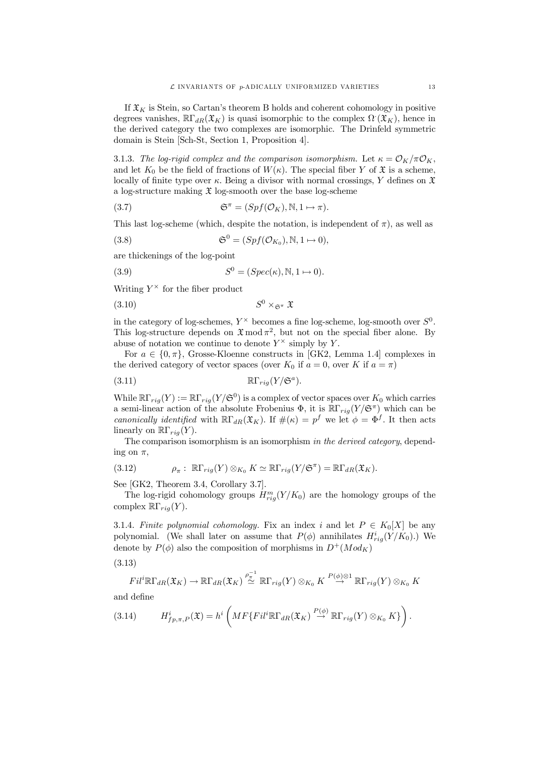If $\mathfrak{X}_K$ is Stein, so Cartan's theorem B holds and coherent cohomology in positive degrees vanishes, $\mathbb{R}\Gamma_{dR}(\mathfrak{X}_K)$ is quasi isomorphic to the complex $\Omega^{\cdot}(\mathfrak{X}_K)$, hence in the derived category the two complexes are isomorphic. The Drinfeld symmetric domain is Stein [Sch-St, Section 1, Proposition 4].

3.1.3. *The log-rigid complex and the comparison isomorphism.* Let $\kappa = \mathcal{O}_K/\pi\mathcal{O}_K$, and let $K_0$ be the field of fractions of $W(\kappa)$. The special fiber $Y$ of $\mathfrak{X}$ is a scheme, locally of finite type over $\kappa$. Being a divisor with normal crossings, $Y$ defines on $\mathfrak{X}$ a log-structure making $\mathfrak{X}$ log-smooth over the base log-scheme

$$\mathfrak{S}^\pi = (Spf(\mathcal{O}_K), \mathbb{N}, 1 \mapsto \pi). \tag{3.7}$$

This last log-scheme (which, despite the notation, is independent of $\pi$), as well as

$$\mathfrak{S}^0 = (Spf(\mathcal{O}_{K_0}), \mathbb{N}, 1 \mapsto 0), \tag{3.8}$$

are thickenings of the log-point

$$S^0 = (Spec(\kappa), \mathbb{N}, 1 \mapsto 0). \tag{3.9}$$

Writing $Y^\times$ for the fiber product

$$S^0 \times_{\mathfrak{S}^\pi} \mathfrak{X} \tag{3.10}$$

in the category of log-schemes, $Y^\times$ becomes a fine log-scheme, log-smooth over $S^0$. This log-structure depends on $\mathfrak{X} \bmod \pi^2$, but not on the special fiber alone. By abuse of notation we continue to denote $Y^\times$ simply by $Y$.

For $a \in \{0, \pi\}$, Grosse-Kloenne constructs in [GK2, Lemma 1.4] complexes in the derived category of vector spaces (over $K_0$ if $a = 0$, over $K$ if $a = \pi$)

$$\mathbb{R}\Gamma_{rig}(Y/\mathfrak{S}^a). \tag{3.11}$$

While $\mathbb{R}\Gamma_{rig}(Y) := \mathbb{R}\Gamma_{rig}(Y/\mathfrak{S}^0)$ is a complex of vector spaces over $K_0$ which carries a semi-linear action of the absolute Frobenius $\Phi$, it is $\mathbb{R}\Gamma_{rig}(Y/\mathfrak{S}^\pi)$ which can be *canonically identified* with $\mathbb{R}\Gamma_{dR}(\mathfrak{X}_K)$. If $\#(\kappa) = p^f$ we let $\phi = \Phi^f$. It then acts linearly on $\mathbb{R}\Gamma_{rig}(Y)$.

The comparison isomorphism is an isomorphism *in the derived category*, depending on $\pi$,

$$\rho_\pi : \mathbb{R}\Gamma_{rig}(Y) \otimes_{K_0} K \simeq \mathbb{R}\Gamma_{rig}(Y/\mathfrak{S}^\pi) = \mathbb{R}\Gamma_{dR}(\mathfrak{X}_K). \tag{3.12}$$

See [GK2, Theorem 3.4, Corollary 3.7].

The log-rigid cohomology groups $H^m_{rig}(Y/K_0)$ are the homology groups of the complex $\mathbb{R}\Gamma_{rig}(Y)$.

3.1.4. *Finite polynomial cohomology.* Fix an index $i$ and let $P \in K_0[X]$ be any polynomial. (We shall later on assume that $P(\phi)$ annihilates $H^i_{rig}(Y/K_0)$.) We denote by $P(\phi)$ also the composition of morphisms in $D^+(Mod_K)$

$$Fil^i\mathbb{R}\Gamma_{dR}(\mathfrak{X}_K) \to \mathbb{R}\Gamma_{dR}(\mathfrak{X}_K) \overset{\rho_\pi^{-1}}{\simeq} \mathbb{R}\Gamma_{rig}(Y) \otimes_{K_0} K \overset{P(\phi)\otimes 1}{\to} \mathbb{R}\Gamma_{rig}(Y) \otimes_{K_0} K \tag{3.13}$$

and define

$$H^i_{fp,\pi,P}(\mathfrak{X}) = h^i\left( MF\{Fil^i\mathbb{R}\Gamma_{dR}(\mathfrak{X}_K) \overset{P(\phi)}{\to} \mathbb{R}\Gamma_{rig}(Y) \otimes_{K_0} K\}\right). \tag{3.14}$$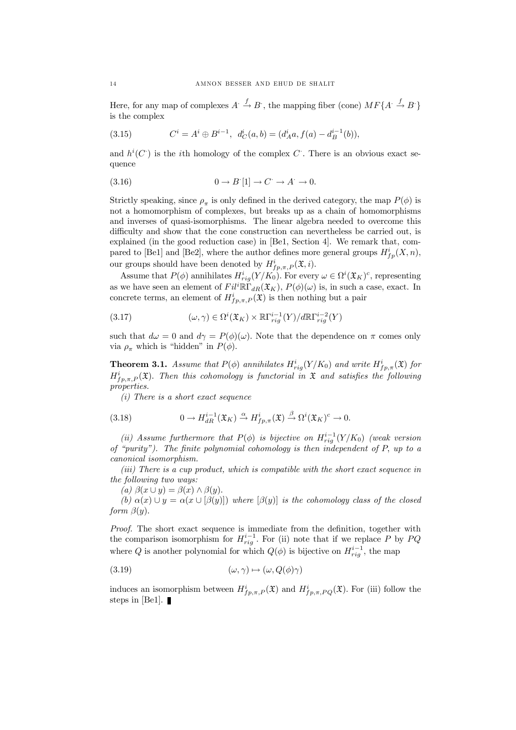Here, for any map of complexes $A^{\cdot} \xrightarrow{f} B^{\cdot}$, the mapping fiber (cone) $MF\{A^{\cdot} \xrightarrow{f} B^{\cdot}\}$ is the complex

$$C^i = A^i \oplus B^{i-1}, \quad d_C^i(a,b) = (d_A^i a, f(a) - d_B^{i-1}(b)), \tag{3.15}$$

and $h^i(C^{\cdot})$ is the $i$th homology of the complex $C^{\cdot}$. There is an obvious exact sequence

$$0 \to B^{\cdot}[1] \to C^{\cdot} \to A^{\cdot} \to 0. \tag{3.16}$$

Strictly speaking, since $\rho_\pi$ is only defined in the derived category, the map $P(\phi)$ is not a homomorphism of complexes, but breaks up as a chain of homomorphisms and inverses of quasi-isomorphisms. The linear algebra needed to overcome this difficulty and show that the cone construction can nevertheless be carried out, is explained (in the good reduction case) in [Be1, Section 4]. We remark that, compared to [Be1] and [Be2], where the author defines more general groups $H^i_{fp}(X,n)$, our groups should have been denoted by $H^i_{fp,\pi,P}(\mathfrak{X}, i)$.

Assume that $P(\phi)$ annihilates $H^i_{rig}(Y/K_0)$. For every $\omega \in \Omega^i(\mathfrak{X}_K)^c$, representing as we have seen an element of $Fil^i\mathbb{R}\Gamma_{dR}(\mathfrak{X}_K)$, $P(\phi)(\omega)$ is, in such a case, exact. In concrete terms, an element of $H^i_{fp,\pi,P}(\mathfrak{X})$ is then nothing but a pair

$$(\omega, \gamma) \in \Omega^i(\mathfrak{X}_K) \times \mathbb{R}\Gamma^{i-1}_{rig}(Y)/d\mathbb{R}\Gamma^{i-2}_{rig}(Y) \tag{3.17}$$

such that $d\omega = 0$ and $d\gamma = P(\phi)(\omega)$. Note that the dependence on $\pi$ comes only via $\rho_\pi$ which is "hidden" in $P(\phi)$.

**Theorem 3.1.** *Assume that $P(\phi)$ annihilates $H^i_{rig}(Y/K_0)$ and write $H^i_{fp,\pi}(\mathfrak{X})$ for $H^i_{fp,\pi,P}(\mathfrak{X})$. Then this cohomology is functorial in $\mathfrak{X}$ and satisfies the following properties.*

*(i) There is a short exact sequence*

$$0 \to H^{i-1}_{dR}(\mathfrak{X}_K) \xrightarrow{\alpha} H^i_{fp,\pi}(\mathfrak{X}) \xrightarrow{\beta} \Omega^i(\mathfrak{X}_K)^c \to 0. \tag{3.18}$$

*(ii) Assume furthermore that $P(\phi)$ is bijective on $H^{i-1}_{rig}(Y/K_0)$ (weak version of "purity"). The finite polynomial cohomology is then independent of $P$, up to a canonical isomorphism.*

*(iii) There is a cup product, which is compatible with the short exact sequence in the following two ways:*

*(a) $\beta(x \cup y) = \beta(x) \wedge \beta(y)$.*

*(b) $\alpha(x) \cup y = \alpha(x \cup [\beta(y)])$ where $[\beta(y)]$ is the cohomology class of the closed form $\beta(y)$.*

*Proof.* The short exact sequence is immediate from the definition, together with the comparison isomorphism for $H^{i-1}_{rig}$. For (ii) note that if we replace $P$ by $PQ$ where $Q$ is another polynomial for which $Q(\phi)$ is bijective on $H^{i-1}_{rig}$, the map

$$(\omega, \gamma) \mapsto (\omega, Q(\phi)\gamma) \tag{3.19}$$

induces an isomorphism between $H^i_{fp,\pi,P}(\mathfrak{X})$ and $H^i_{fp,\pi,PQ}(\mathfrak{X})$. For (iii) follow the steps in [Be1]. ∎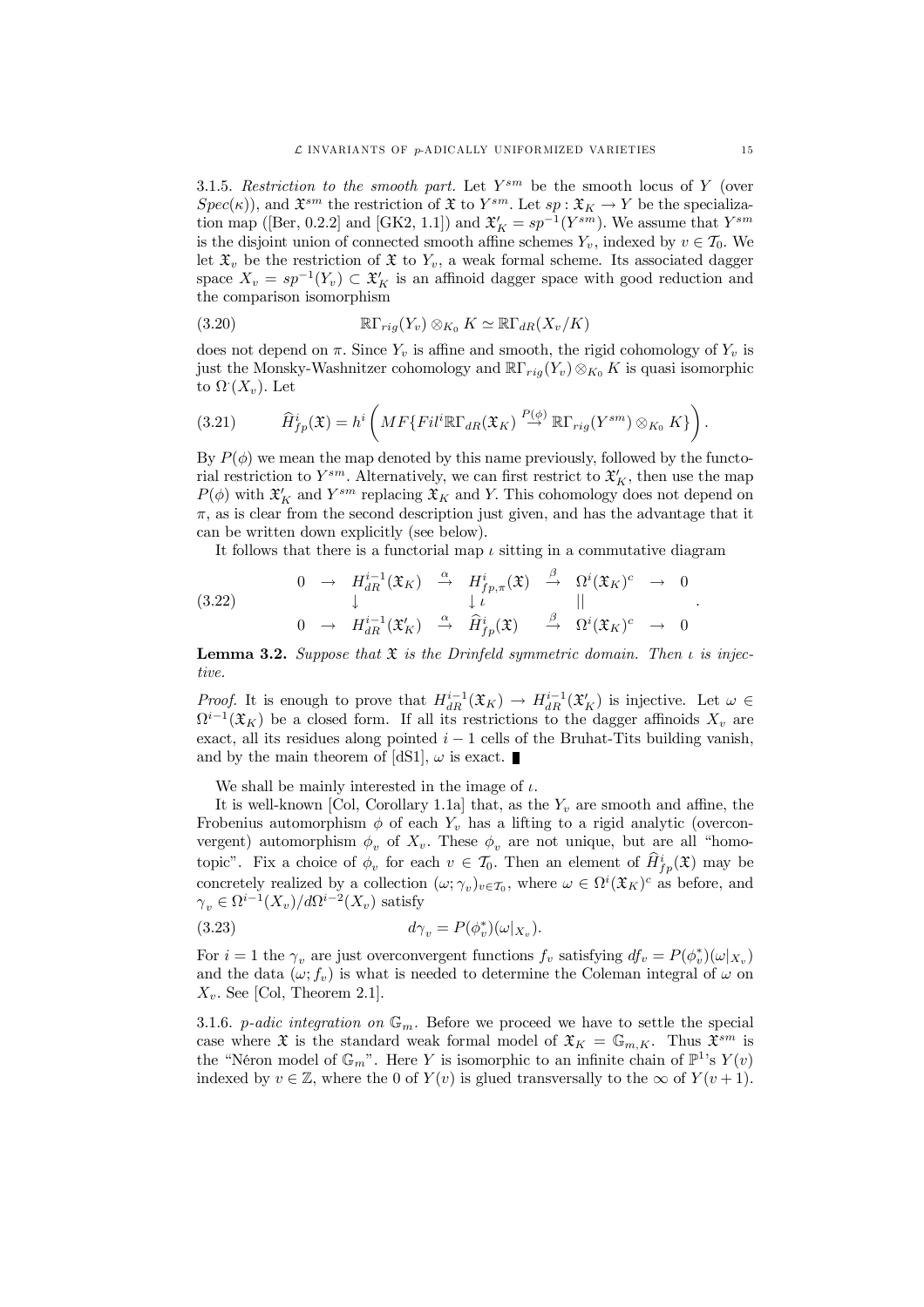3.1.5. *Restriction to the smooth part.* Let $Y^{sm}$ be the smooth locus of $Y$ (over $Spec(\kappa)$), and $\mathfrak{X}^{sm}$ the restriction of $\mathfrak{X}$ to $Y^{sm}$. Let $sp : \mathfrak{X}_K \to Y$ be the specialization map ([Ber, 0.2.2] and [GK2, 1.1]) and $\mathfrak{X}'_K = sp^{-1}(Y^{sm})$. We assume that $Y^{sm}$ is the disjoint union of connected smooth affine schemes $Y_v$, indexed by $v \in \mathcal{T}_0$. We let $\mathfrak{X}_v$ be the restriction of $\mathfrak{X}$ to $Y_v$, a weak formal scheme. Its associated dagger space $X_v = sp^{-1}(Y_v) \subset \mathfrak{X}'_K$ is an affinoid dagger space with good reduction and the comparison isomorphism

$$\mathbb{R}\Gamma_{rig}(Y_v) \otimes_{K_0} K \simeq \mathbb{R}\Gamma_{dR}(X_v/K) \tag{3.20}$$

does not depend on $\pi$. Since $Y_v$ is affine and smooth, the rigid cohomology of $Y_v$ is just the Monsky-Washnitzer cohomology and $\mathbb{R}\Gamma_{rig}(Y_v) \otimes_{K_0} K$ is quasi isomorphic to $\Omega^{\cdot}(X_v)$. Let

$$\widehat{H}^i_{fp}(\mathfrak{X}) = h^i\left( MF\{Fil^i \mathbb{R}\Gamma_{dR}(\mathfrak{X}_K) \overset{P(\phi)}{\to} \mathbb{R}\Gamma_{rig}(Y^{sm}) \otimes_{K_0} K\}\right). \tag{3.21}$$

By $P(\phi)$ we mean the map denoted by this name previously, followed by the functorial restriction to $Y^{sm}$. Alternatively, we can first restrict to $\mathfrak{X}'_K$, then use the map $P(\phi)$ with $\mathfrak{X}'_K$ and $Y^{sm}$ replacing $\mathfrak{X}_K$ and $Y$. This cohomology does not depend on $\pi$, as is clear from the second description just given, and has the advantage that it can be written down explicitly (see below).

It follows that there is a functorial map $\iota$ sitting in a commutative diagram

$$\begin{array}{ccccccccc} 0 & \to & H^{i-1}_{dR}(\mathfrak{X}_K) & \overset{\alpha}{\to} & H^i_{fp,\pi}(\mathfrak{X}) & \overset{\beta}{\to} & \Omega^i(\mathfrak{X}_K)^c & \to & 0 \\ & & \downarrow & & \downarrow \iota & & || & & \\ 0 & \to & H^{i-1}_{dR}(\mathfrak{X}'_K) & \overset{\alpha}{\to} & \widehat{H}^i_{fp}(\mathfrak{X}) & \overset{\beta}{\to} & \Omega^i(\mathfrak{X}_K)^c & \to & 0 \end{array}. \tag{3.22}$$

**Lemma 3.2.** *Suppose that $\mathfrak{X}$ is the Drinfeld symmetric domain. Then $\iota$ is injective.*

*Proof.* It is enough to prove that $H^{i-1}_{dR}(\mathfrak{X}_K) \to H^{i-1}_{dR}(\mathfrak{X}'_K)$ is injective. Let $\omega \in \Omega^{i-1}(\mathfrak{X}_K)$ be a closed form. If all its restrictions to the dagger affinoids $X_v$ are exact, all its residues along pointed $i-1$ cells of the Bruhat-Tits building vanish, and by the main theorem of [dS1], $\omega$ is exact. ∎

We shall be mainly interested in the image of $\iota$.

It is well-known [Col, Corollary 1.1a] that, as the $Y_v$ are smooth and affine, the Frobenius automorphism $\phi$ of each $Y_v$ has a lifting to a rigid analytic (overconvergent) automorphism $\phi_v$ of $X_v$. These $\phi_v$ are not unique, but are all "homotopic". Fix a choice of $\phi_v$ for each $v \in \mathcal{T}_0$. Then an element of $\widehat{H}^i_{fp}(\mathfrak{X})$ may be concretely realized by a collection $(\omega; \gamma_v)_{v \in \mathcal{T}_0}$, where $\omega \in \Omega^i(\mathfrak{X}_K)^c$ as before, and $\gamma_v \in \Omega^{i-1}(X_v)/d\Omega^{i-2}(X_v)$ satisfy

$$d\gamma_v = P(\phi_v^*)(\omega|_{X_v}). \tag{3.23}$$

For $i = 1$ the $\gamma_v$ are just overconvergent functions $f_v$ satisfying $df_v = P(\phi_v^*)(\omega|_{X_v})$ and the data $(\omega; f_v)$ is what is needed to determine the Coleman integral of $\omega$ on $X_v$. See [Col, Theorem 2.1].

3.1.6. *p-adic integration on $\mathbb{G}_m$.* Before we proceed we have to settle the special case where $\mathfrak{X}$ is the standard weak formal model of $\mathfrak{X}_K = \mathbb{G}_{m,K}$. Thus $\mathfrak{X}^{sm}$ is the "Néron model of $\mathbb{G}_m$". Here $Y$ is isomorphic to an infinite chain of $\mathbb{P}^1$'s $Y(v)$ indexed by $v \in \mathbb{Z}$, where the 0 of $Y(v)$ is glued transversally to the $\infty$ of $Y(v+1)$.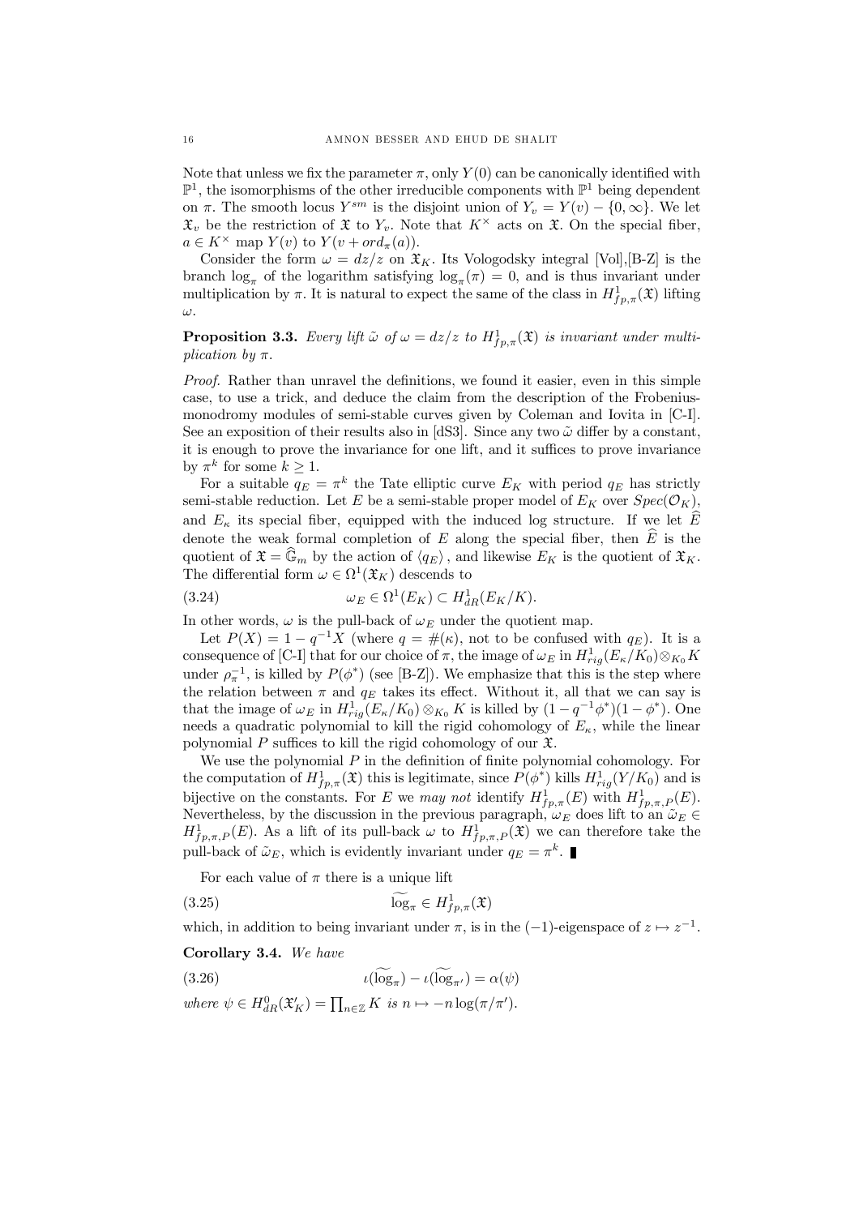Note that unless we fix the parameter $\pi$, only $Y(0)$ can be canonically identified with $\mathbb{P}^1$, the isomorphisms of the other irreducible components with $\mathbb{P}^1$ being dependent on $\pi$. The smooth locus $Y^{sm}$ is the disjoint union of $Y_v = Y(v) - \{0, \infty\}$. We let $\mathfrak{X}_v$ be the restriction of $\mathfrak{X}$ to $Y_v$. Note that $K^\times$ acts on $\mathfrak{X}$. On the special fiber, $a \in K^\times$ map $Y(v)$ to $Y(v + ord_\pi(a))$.

Consider the form $\omega = dz/z$ on $\mathfrak{X}_K$. Its Vologodsky integral [Vol],[B-Z] is the branch $\log_\pi$ of the logarithm satisfying $\log_\pi(\pi) = 0$, and is thus invariant under multiplication by $\pi$. It is natural to expect the same of the class in $H^1_{fp,\pi}(\mathfrak{X})$ lifting $\omega$.

**Proposition 3.3.** *Every lift $\tilde{\omega}$ of $\omega = dz/z$ to $H^1_{fp,\pi}(\mathfrak{X})$ is invariant under multiplication by $\pi$.*

*Proof.* Rather than unravel the definitions, we found it easier, even in this simple case, to use a trick, and deduce the claim from the description of the Frobenius-monodromy modules of semi-stable curves given by Coleman and Iovita in [C-I]. See an exposition of their results also in [dS3]. Since any two $\tilde{\omega}$ differ by a constant, it is enough to prove the invariance for one lift, and it suffices to prove invariance by $\pi^k$ for some $k \geq 1$.

For a suitable $q_E = \pi^k$ the Tate elliptic curve $E_K$ with period $q_E$ has strictly semi-stable reduction. Let $E$ be a semi-stable proper model of $E_K$ over $Spec(\mathcal{O}_K)$, and $E_\kappa$ its special fiber, equipped with the induced log structure. If we let $\widehat{E}$ denote the weak formal completion of $E$ along the special fiber, then $\widehat{E}$ is the quotient of $\mathfrak{X} = \widehat{\mathbb{G}}_m$ by the action of $\langle q_E \rangle$, and likewise $E_K$ is the quotient of $\mathfrak{X}_K$. The differential form $\omega \in \Omega^1(\mathfrak{X}_K)$ descends to

$$\omega_E \in \Omega^1(E_K) \subset H^1_{dR}(E_K/K). \tag{3.24}$$

In other words, $\omega$ is the pull-back of $\omega_E$ under the quotient map.

Let $P(X) = 1 - q^{-1}X$ (where $q = \#(\kappa)$, not to be confused with $q_E$). It is a consequence of [C-I] that for our choice of $\pi$, the image of $\omega_E$ in $H^1_{rig}(E_\kappa/K_0) \otimes_{K_0} K$ under $\rho_\pi^{-1}$, is killed by $P(\phi^*)$ (see [B-Z]). We emphasize that this is the step where the relation between $\pi$ and $q_E$ takes its effect. Without it, all that we can say is that the image of $\omega_E$ in $H^1_{rig}(E_\kappa/K_0) \otimes_{K_0} K$ is killed by $(1 - q^{-1}\phi^*)(1 - \phi^*)$. One needs a quadratic polynomial to kill the rigid cohomology of $E_\kappa$, while the linear polynomial $P$ suffices to kill the rigid cohomology of our $\mathfrak{X}$.

We use the polynomial $P$ in the definition of finite polynomial cohomology. For the computation of $H^1_{fp,\pi}(\mathfrak{X})$ this is legitimate, since $P(\phi^*)$ kills $H^1_{rig}(Y/K_0)$ and is bijective on the constants. For $E$ we *may not* identify $H^1_{fp,\pi}(E)$ with $H^1_{fp,\pi,P}(E)$. Nevertheless, by the discussion in the previous paragraph, $\omega_E$ does lift to an $\tilde{\omega}_E \in H^1_{fp,\pi,P}(E)$. As a lift of its pull-back $\omega$ to $H^1_{fp,\pi,P}(\mathfrak{X})$ we can therefore take the pull-back of $\tilde{\omega}_E$, which is evidently invariant under $q_E = \pi^k$. ∎

For each value of $\pi$ there is a unique lift

$$\widetilde{\log}_\pi \in H^1_{fp,\pi}(\mathfrak{X}) \tag{3.25}$$

which, in addition to being invariant under $\pi$, is in the $(-1)$-eigenspace of $z \mapsto z^{-1}$.

**Corollary 3.4.** *We have*

$$\iota(\widetilde{\log}_\pi) - \iota(\widetilde{\log}_{\pi'}) = \alpha(\psi) \tag{3.26}$$

*where* $\psi \in H^0_{dR}(\mathfrak{X}'_K) = \prod_{n \in \mathbb{Z}} K$ *is* $n \mapsto -n \log(\pi/\pi')$.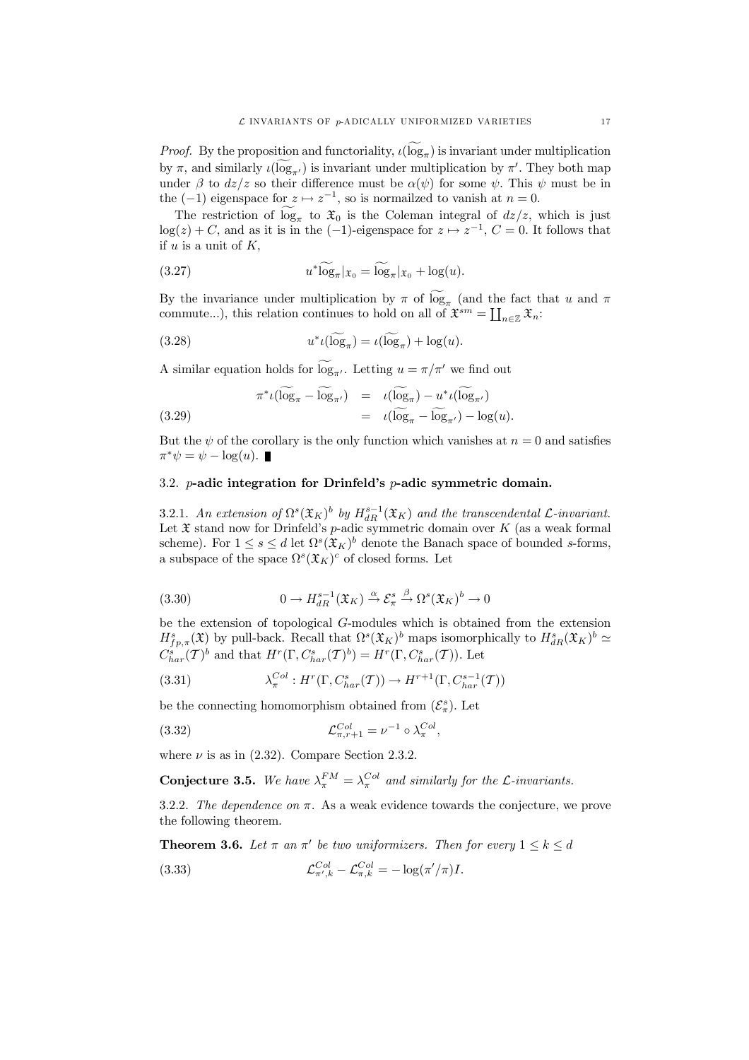*Proof.* By the proposition and functoriality, $\iota(\widetilde{\log}_\pi)$ is invariant under multiplication by $\pi$, and similarly $\iota(\widetilde{\log}_{\pi'})$ is invariant under multiplication by $\pi'$. They both map under $\beta$ to $dz/z$ so their difference must be $\alpha(\psi)$ for some $\psi$. This $\psi$ must be in the $(-1)$ eigenspace for $z \mapsto z^{-1}$, so is normailzed to vanish at $n = 0$.

The restriction of $\widetilde{\log}_\pi$ to $\mathfrak{X}_0$ is the Coleman integral of $dz/z$, which is just $\log(z) + C$, and as it is in the $(-1)$-eigenspace for $z \mapsto z^{-1}$, $C = 0$. It follows that if $u$ is a unit of $K$,

$$u^* \widetilde{\log}_\pi|_{\mathfrak{X}_0} = \widetilde{\log}_\pi|_{\mathfrak{X}_0} + \log(u). \tag{3.27}$$

By the invariance under multiplication by $\pi$ of $\widetilde{\log}_\pi$ (and the fact that $u$ and $\pi$ commute...), this relation continues to hold on all of $\mathfrak{X}^{sm} = \coprod_{n\in\mathbb{Z}} \mathfrak{X}_n$:

$$u^* \iota(\widetilde{\log}_\pi) = \iota(\widetilde{\log}_\pi) + \log(u). \tag{3.28}$$

A similar equation holds for $\widetilde{\log}_{\pi'}$. Letting $u = \pi/\pi'$ we find out

$$\begin{aligned} \pi^* \iota(\widetilde{\log}_\pi - \widetilde{\log}_{\pi'}) &= \iota(\widetilde{\log}_\pi) - u^* \iota(\widetilde{\log}_{\pi'}) \\ &= \iota(\widetilde{\log}_\pi - \widetilde{\log}_{\pi'}) - \log(u). \end{aligned} \tag{3.29}$$

But the $\psi$ of the corollary is the only function which vanishes at $n = 0$ and satisfies $\pi^*\psi = \psi - \log(u)$. ∎

### 3.2. $p$-adic integration for Drinfeld's $p$-adic symmetric domain.

3.2.1. *An extension of $\Omega^s(\mathfrak{X}_K)^b$ by $H^{s-1}_{dR}(\mathfrak{X}_K)$ and the transcendental $\mathcal{L}$-invariant.* Let $\mathfrak{X}$ stand now for Drinfeld's $p$-adic symmetric domain over $K$ (as a weak formal scheme). For $1 \le s \le d$ let $\Omega^s(\mathfrak{X}_K)^b$ denote the Banach space of bounded $s$-forms, a subspace of the space $\Omega^s(\mathfrak{X}_K)^c$ of closed forms. Let

$$0 \to H^{s-1}_{dR}(\mathfrak{X}_K) \xrightarrow{\alpha} \mathcal{E}^s_\pi \xrightarrow{\beta} \Omega^s(\mathfrak{X}_K)^b \to 0 \tag{3.30}$$

be the extension of topological $G$-modules which is obtained from the extension $H^s_{fp,\pi}(\mathfrak{X})$ by pull-back. Recall that $\Omega^s(\mathfrak{X}_K)^b$ maps isomorphically to $H^s_{dR}(\mathfrak{X}_K)^b \simeq C^s_{har}(\mathcal{T})^b$ and that $H^r(\Gamma, C^s_{har}(\mathcal{T})^b) = H^r(\Gamma, C^s_{har}(\mathcal{T}))$. Let

$$\lambda^{Col}_\pi : H^r(\Gamma, C^s_{har}(\mathcal{T})) \to H^{r+1}(\Gamma, C^{s-1}_{har}(\mathcal{T})) \tag{3.31}$$

be the connecting homomorphism obtained from $(\mathcal{E}^s_\pi)$. Let

$$\mathcal{L}^{Col}_{\pi,r+1} = \nu^{-1} \circ \lambda^{Col}_\pi, \tag{3.32}$$

where $\nu$ is as in (2.32). Compare Section 2.3.2.

**Conjecture 3.5.** *We have $\lambda^{FM}_\pi = \lambda^{Col}_\pi$ and similarly for the $\mathcal{L}$-invariants.*

3.2.2. *The dependence on $\pi$.* As a weak evidence towards the conjecture, we prove the following theorem.

**Theorem 3.6.** *Let $\pi$ an $\pi'$ be two uniformizers. Then for every $1 \le k \le d$*

$$\mathcal{L}^{Col}_{\pi',k} - \mathcal{L}^{Col}_{\pi,k} = -\log(\pi'/\pi) I. \tag{3.33}$$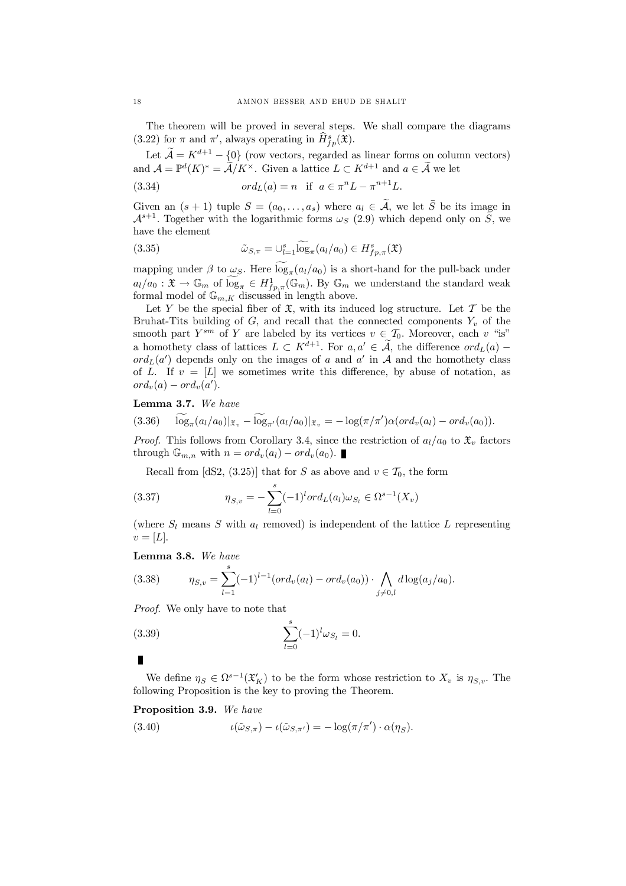The theorem will be proved in several steps. We shall compare the diagrams (3.22) for $\pi$ and $\pi'$, always operating in $\widehat{H}^s_{fp}(\mathfrak{X})$.

Let $\widetilde{\mathcal{A}} = K^{d+1} - \{0\}$ (row vectors, regarded as linear forms on column vectors) and $\mathcal{A} = \mathbb{P}^d(K)^* = \widetilde{\mathcal{A}}/K^\times$. Given a lattice $L \subset K^{d+1}$ and $a \in \widetilde{\mathcal{A}}$ we let

$$ord_L(a) = n \quad \text{if} \quad a \in \pi^n L - \pi^{n+1} L. \tag{3.34}$$

Given an $(s+1)$ tuple $S = (a_0, \ldots, a_s)$ where $a_l \in \widetilde{\mathcal{A}}$, we let $\bar{S}$ be its image in $\mathcal{A}^{s+1}$. Together with the logarithmic forms $\omega_S$ (2.9) which depend only on $\bar{S}$, we have the element

$$\tilde{\omega}_{S,\pi} = \cup_{l=1}^s \widetilde{\log}_\pi(a_l/a_0) \in H^s_{fp,\pi}(\mathfrak{X}) \tag{3.35}$$

mapping under $\beta$ to $\omega_S$. Here $\widetilde{\log}_\pi(a_l/a_0)$ is a short-hand for the pull-back under $a_l/a_0 : \mathfrak{X} \to \mathbb{G}_m$ of $\widetilde{\log}_\pi \in H^1_{fp,\pi}(\mathbb{G}_m)$. By $\mathbb{G}_m$ we understand the standard weak formal model of $\mathbb{G}_{m,K}$ discussed in length above.

Let $Y$ be the special fiber of $\mathfrak{X}$, with its induced log structure. Let $\mathcal{T}$ be the Bruhat-Tits building of $G$, and recall that the connected components $Y_v$ of the smooth part $Y^{sm}$ of $Y$ are labeled by its vertices $v \in \mathcal{T}_0$. Moreover, each $v$ "is" a homothety class of lattices $L \subset K^{d+1}$. For $a, a' \in \widetilde{\mathcal{A}}$, the difference $ord_L(a) - ord_L(a')$ depends only on the images of $a$ and $a'$ in $\mathcal{A}$ and the homothety class of $L$. If $v = [L]$ we sometimes write this difference, by abuse of notation, as $ord_v(a) - ord_v(a')$.

**Lemma 3.7.** *We have*

$$\widetilde{\log}_\pi(a_l/a_0)|_{\mathfrak{X}_v} - \widetilde{\log}_{\pi'}(a_l/a_0)|_{\mathfrak{X}_v} = -\log(\pi/\pi')\alpha(ord_v(a_l) - ord_v(a_0)). \tag{3.36}$$

*Proof.* This follows from Corollary 3.4, since the restriction of $a_l/a_0$ to $\mathfrak{X}_v$ factors through $\mathbb{G}_{m,n}$ with $n = ord_v(a_l) - ord_v(a_0)$. ∎

Recall from [dS2, (3.25)] that for $S$ as above and $v \in \mathcal{T}_0$, the form

$$\eta_{S,v} = -\sum_{l=0}^s (-1)^l ord_L(a_l)\omega_{S_l} \in \Omega^{s-1}(X_v) \tag{3.37}$$

(where $S_l$ means $S$ with $a_l$ removed) is independent of the lattice $L$ representing $v = [L]$.

**Lemma 3.8.** *We have*

$$\eta_{S,v} = \sum_{l=1}^s (-1)^{l-1}(ord_v(a_l) - ord_v(a_0)) \cdot \bigwedge_{j \neq 0,l} d\log(a_j/a_0). \tag{3.38}$$

*Proof.* We only have to note that

$$\sum_{l=0}^s (-1)^l \omega_{S_l} = 0. \tag{3.39}$$

∎

We define $\eta_S \in \Omega^{s-1}(\mathfrak{X}'_K)$ to be the form whose restriction to $X_v$ is $\eta_{S,v}$. The following Proposition is the key to proving the Theorem.

**Proposition 3.9.** *We have*

$$\iota(\tilde{\omega}_{S,\pi}) - \iota(\tilde{\omega}_{S,\pi'}) = -\log(\pi/\pi') \cdot \alpha(\eta_S). \tag{3.40}$$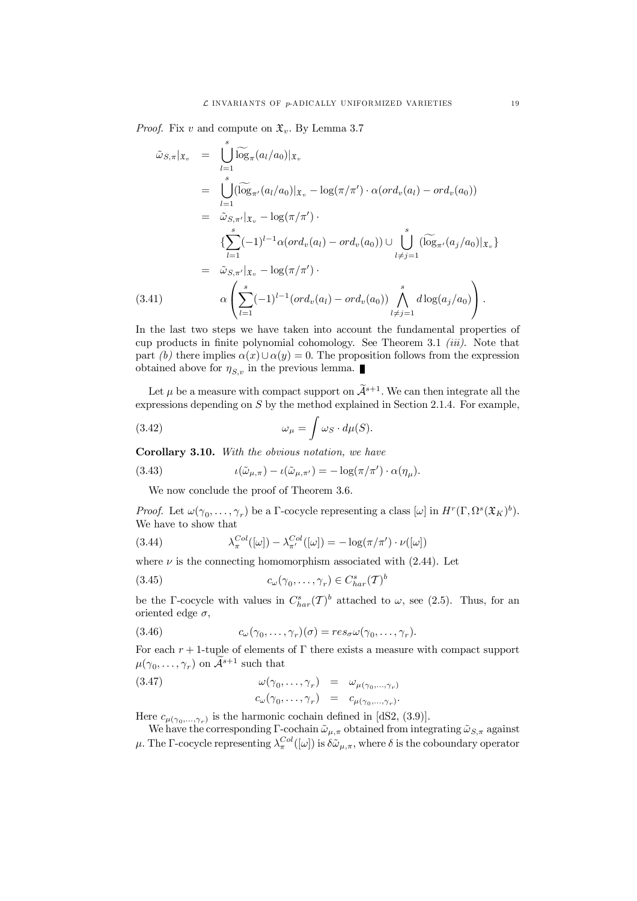*Proof.* Fix $v$ and compute on $\mathfrak{X}_v$. By Lemma 3.7

$$
\begin{aligned}
\tilde{\omega}_{S,\pi}|_{\mathfrak{X}_v} &= \bigcup_{l=1}^{s} \widetilde{\log}_{\pi}(a_l/a_0)|_{\mathfrak{X}_v} \\
&= \bigcup_{l=1}^{s} (\widetilde{\log}_{\pi'}(a_l/a_0)|_{\mathfrak{X}_v} - \log(\pi/\pi') \cdot \alpha(ord_v(a_l) - ord_v(a_0)) \\
&= \tilde{\omega}_{S,\pi'}|_{\mathfrak{X}_v} - \log(\pi/\pi') \cdot \\
&\quad \{\sum_{l=1}^{s} (-1)^{l-1} \alpha(ord_v(a_l) - ord_v(a_0)) \cup \bigcup_{l \neq j=1}^{s} (\widetilde{\log}_{\pi'}(a_j/a_0)|_{\mathfrak{X}_v}\} \\
&= \tilde{\omega}_{S,\pi'}|_{\mathfrak{X}_v} - \log(\pi/\pi') \cdot \\
&\quad \alpha\left(\sum_{l=1}^{s} (-1)^{l-1} (ord_v(a_l) - ord_v(a_0)) \bigwedge_{l \neq j=1}^{s} d\log(a_j/a_0)\right). \qquad (3.41)
\end{aligned}
$$

In the last two steps we have taken into account the fundamental properties of cup products in finite polynomial cohomology. See Theorem 3.1 *(iii)*. Note that part *(b)* there implies $\alpha(x) \cup \alpha(y) = 0$. The proposition follows from the expression obtained above for $\eta_{S,v}$ in the previous lemma. ∎

Let $\mu$ be a measure with compact support on $\widetilde{\mathcal{A}}^{s+1}$. We can then integrate all the expressions depending on $S$ by the method explained in Section 2.1.4. For example,

$$\omega_\mu = \int \omega_S \cdot d\mu(S). \qquad (3.42)$$

**Corollary 3.10.** *With the obvious notation, we have*

$$\iota(\tilde{\omega}_{\mu,\pi}) - \iota(\tilde{\omega}_{\mu,\pi'}) = -\log(\pi/\pi') \cdot \alpha(\eta_\mu). \qquad (3.43)$$

We now conclude the proof of Theorem 3.6.

*Proof.* Let $\omega(\gamma_0, \ldots, \gamma_r)$ be a $\Gamma$-cocycle representing a class $[\omega]$ in $H^r(\Gamma, \Omega^s(\mathfrak{X}_K)^b)$. We have to show that

$$\lambda_\pi^{Col}([\omega]) - \lambda_{\pi'}^{Col}([\omega]) = -\log(\pi/\pi') \cdot \nu([\omega]) \qquad (3.44)$$

where $\nu$ is the connecting homomorphism associated with (2.44). Let

$$c_\omega(\gamma_0, \ldots, \gamma_r) \in C_{har}^s(\mathcal{T})^b \qquad (3.45)$$

be the $\Gamma$-cocycle with values in $C_{har}^s(\mathcal{T})^b$ attached to $\omega$, see (2.5). Thus, for an oriented edge $\sigma$,

$$c_\omega(\gamma_0, \ldots, \gamma_r)(\sigma) = res_\sigma \omega(\gamma_0, \ldots, \gamma_r). \qquad (3.46)$$

For each $r+1$-tuple of elements of $\Gamma$ there exists a measure with compact support $\mu(\gamma_0, \ldots, \gamma_r)$ on $\widetilde{\mathcal{A}}^{s+1}$ such that

$$
\begin{aligned}
\omega(\gamma_0, \ldots, \gamma_r) &= \omega_{\mu(\gamma_0, \ldots, \gamma_r)} \\
c_\omega(\gamma_0, \ldots, \gamma_r) &= c_{\mu(\gamma_0, \ldots, \gamma_r)}.
\end{aligned} \qquad (3.47)
$$

Here $c_{\mu(\gamma_0, \ldots, \gamma_r)}$ is the harmonic cochain defined in [dS2, (3.9)].

We have the corresponding $\Gamma$-cochain $\tilde{\omega}_{\mu,\pi}$ obtained from integrating $\tilde{\omega}_{S,\pi}$ against $\mu$. The $\Gamma$-cocycle representing $\lambda_\pi^{Col}([\omega])$ is $\delta\tilde{\omega}_{\mu,\pi}$, where $\delta$ is the coboundary operator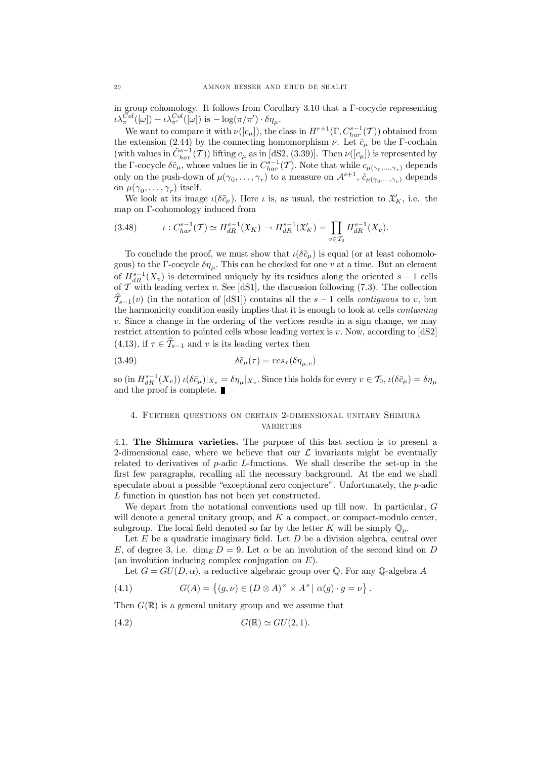in group cohomology. It follows from Corollary 3.10 that a $\Gamma$-cocycle representing $\iota\lambda_{\pi}^{Col}([\omega]) - \iota\lambda_{\pi'}^{Col}([\omega])$ is $-\log(\pi/\pi')\cdot\delta\eta_\mu$.

We want to compare it with $\nu([c_\mu])$, the class in $H^{r+1}(\Gamma, C_{har}^{s-1}(\mathcal{T}))$ obtained from the extension (2.44) by the connecting homomorphism $\nu$. Let $\tilde{c}_\mu$ be the $\Gamma$-cochain (with values in $\tilde{C}_{har}^{s-1}(\mathcal{T})$) lifting $c_\mu$ as in [dS2, (3.39)]. Then $\nu([c_\mu])$ is represented by the $\Gamma$-cocycle $\delta\tilde{c}_\mu$, whose values lie in $C_{har}^{s-1}(\mathcal{T})$. Note that while $c_{\mu(\gamma_0,\ldots,\gamma_r)}$ depends only on the push-down of $\mu(\gamma_0,\ldots,\gamma_r)$ to a measure on $\mathcal{A}^{s+1}$, $\tilde{c}_{\mu(\gamma_0,\ldots,\gamma_r)}$ depends on $\mu(\gamma_0,\ldots,\gamma_r)$ itself.

We look at its image $\iota(\delta\tilde{c}_\mu)$. Here $\iota$ is, as usual, the restriction to $\mathfrak{X}'_K$, i.e. the map on $\Gamma$-cohomology induced from

$$\iota : C_{har}^{s-1}(\mathcal{T}) \simeq H_{dR}^{s-1}(\mathfrak{X}_K) \to H_{dR}^{s-1}(\mathfrak{X}'_K) = \prod_{v\in\mathcal{T}_0} H_{dR}^{s-1}(X_v). \tag{3.48}$$

To conclude the proof, we must show that $\iota(\delta\tilde{c}_\mu)$ is equal (or at least cohomologous) to the $\Gamma$-cocycle $\delta\eta_\mu$. This can be checked for one $v$ at a time. But an element of $H_{dR}^{s-1}(X_v)$ is determined uniquely by its residues along the oriented $s-1$ cells of $\mathcal{T}$ with leading vertex $v$. See [dS1], the discussion following (7.3). The collection $\widehat{\mathcal{T}}_{s-1}(v)$ (in the notation of [dS1]) contains all the $s-1$ cells *contiguous* to $v$, but the harmonicity condition easily implies that it is enough to look at cells *containing* $v$. Since a change in the ordering of the vertices results in a sign change, we may restrict attention to pointed cells whose leading vertex is $v$. Now, according to [dS2] (4.13), if $\tau \in \widehat{\mathcal{T}}_{s-1}$ and $v$ is its leading vertex then

$$\delta\tilde{c}_\mu(\tau) = res_\tau(\delta\eta_{\mu,v}) \tag{3.49}$$

so (in $H_{dR}^{s-1}(X_v)$) $\iota(\delta\tilde{c}_\mu)|_{X_v} = \delta\eta_\mu|_{X_v}$. Since this holds for every $v\in\mathcal{T}_0$, $\iota(\delta\tilde{c}_\mu) = \delta\eta_\mu$ and the proof is complete. ∎

## 4. Further questions on certain 2-dimensional unitary Shimura varieties

**4.1. The Shimura varieties.** The purpose of this last section is to present a 2-dimensional case, where we believe that our $\mathcal{L}$ invariants might be eventually related to derivatives of $p$-adic $L$-functions. We shall describe the set-up in the first few paragraphs, recalling all the necessary background. At the end we shall speculate about a possible "exceptional zero conjecture". Unfortunately, the $p$-adic $L$ function in question has not been yet constructed.

We depart from the notational conventions used up till now. In particular, $G$ will denote a general unitary group, and $K$ a compact, or compact-modulo center, subgroup. The local field denoted so far by the letter $K$ will be simply $\mathbb{Q}_p$.

Let $E$ be a quadratic imaginary field. Let $D$ be a division algebra, central over $E$, of degree 3, i.e. $\dim_E D = 9$. Let $\alpha$ be an involution of the second kind on $D$ (an involution inducing complex conjugation on $E$).

Let $G = GU(D,\alpha)$, a reductive algebraic group over $\mathbb{Q}$. For any $\mathbb{Q}$-algebra $A$

$$G(A) = \left\{(g,\nu)\in (D\otimes A)^\times \times A^\times \mid \alpha(g)\cdot g = \nu\right\}. \tag{4.1}$$

Then $G(\mathbb{R})$ is a general unitary group and we assume that

$$G(\mathbb{R}) \simeq GU(2,1). \tag{4.2}$$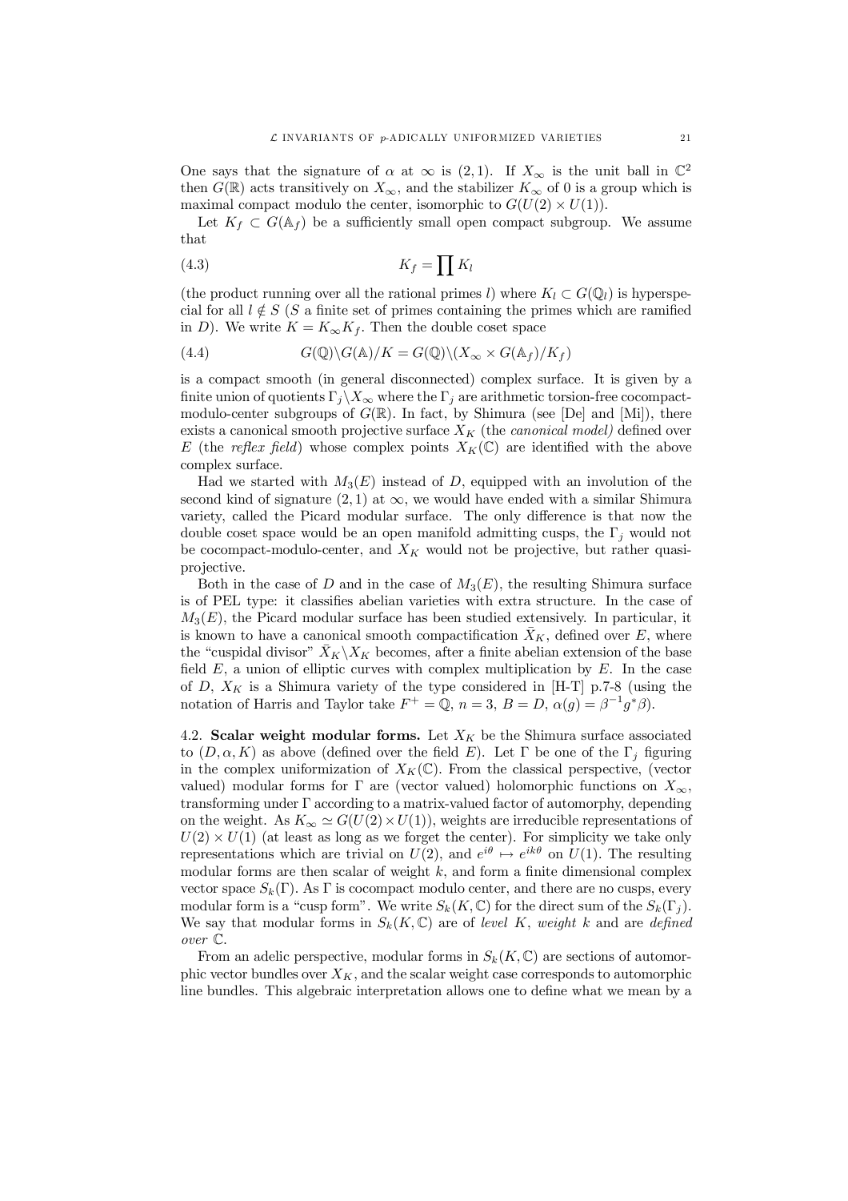One says that the signature of $\alpha$ at $\infty$ is $(2,1)$. If $X_\infty$ is the unit ball in $\mathbb{C}^2$ then $G(\mathbb{R})$ acts transitively on $X_\infty$, and the stabilizer $K_\infty$ of 0 is a group which is maximal compact modulo the center, isomorphic to $G(U(2) \times U(1))$.

Let $K_f \subset G(\mathbb{A}_f)$ be a sufficiently small open compact subgroup. We assume that

$$K_f = \prod K_l \tag{4.3}$$

(the product running over all the rational primes $l$) where $K_l \subset G(\mathbb{Q}_l)$ is hyperspecial for all $l \notin S$ ($S$ a finite set of primes containing the primes which are ramified in $D$). We write $K = K_\infty K_f$. Then the double coset space

$$G(\mathbb{Q})\backslash G(\mathbb{A})/K = G(\mathbb{Q})\backslash (X_\infty \times G(\mathbb{A}_f)/K_f) \tag{4.4}$$

is a compact smooth (in general disconnected) complex surface. It is given by a finite union of quotients $\Gamma_j \backslash X_\infty$ where the $\Gamma_j$ are arithmetic torsion-free cocompact-modulo-center subgroups of $G(\mathbb{R})$. In fact, by Shimura (see [De] and [Mi]), there exists a canonical smooth projective surface $X_K$ (the *canonical model)* defined over $E$ (the *reflex field*) whose complex points $X_K(\mathbb{C})$ are identified with the above complex surface.

Had we started with $M_3(E)$ instead of $D$, equipped with an involution of the second kind of signature $(2,1)$ at $\infty$, we would have ended with a similar Shimura variety, called the Picard modular surface. The only difference is that now the double coset space would be an open manifold admitting cusps, the $\Gamma_j$ would not be cocompact-modulo-center, and $X_K$ would not be projective, but rather quasi-projective.

Both in the case of $D$ and in the case of $M_3(E)$, the resulting Shimura surface is of PEL type: it classifies abelian varieties with extra structure. In the case of $M_3(E)$, the Picard modular surface has been studied extensively. In particular, it is known to have a canonical smooth compactification $\bar{X}_K$, defined over $E$, where the "cuspidal divisor" $\bar{X}_K \backslash X_K$ becomes, after a finite abelian extension of the base field $E$, a union of elliptic curves with complex multiplication by $E$. In the case of $D$, $X_K$ is a Shimura variety of the type considered in [H-T] p.7-8 (using the notation of Harris and Taylor take $F^+ = \mathbb{Q}$, $n = 3$, $B = D$, $\alpha(g) = \beta^{-1} g^* \beta$).

**4.2. Scalar weight modular forms.** Let $X_K$ be the Shimura surface associated to $(D, \alpha, K)$ as above (defined over the field $E$). Let $\Gamma$ be one of the $\Gamma_j$ figuring in the complex uniformization of $X_K(\mathbb{C})$. From the classical perspective, (vector valued) modular forms for $\Gamma$ are (vector valued) holomorphic functions on $X_\infty$, transforming under $\Gamma$ according to a matrix-valued factor of automorphy, depending on the weight. As $K_\infty \simeq G(U(2) \times U(1))$, weights are irreducible representations of $U(2) \times U(1)$ (at least as long as we forget the center). For simplicity we take only representations which are trivial on $U(2)$, and $e^{i\theta} \mapsto e^{ik\theta}$ on $U(1)$. The resulting modular forms are then scalar of weight $k$, and form a finite dimensional complex vector space $S_k(\Gamma)$. As $\Gamma$ is cocompact modulo center, and there are no cusps, every modular form is a "cusp form". We write $S_k(K, \mathbb{C})$ for the direct sum of the $S_k(\Gamma_j)$. We say that modular forms in $S_k(K, \mathbb{C})$ are of *level* $K$, *weight* $k$ and are *defined over* $\mathbb{C}$.

From an adelic perspective, modular forms in $S_k(K, \mathbb{C})$ are sections of automorphic vector bundles over $X_K$, and the scalar weight case corresponds to automorphic line bundles. This algebraic interpretation allows one to define what we mean by a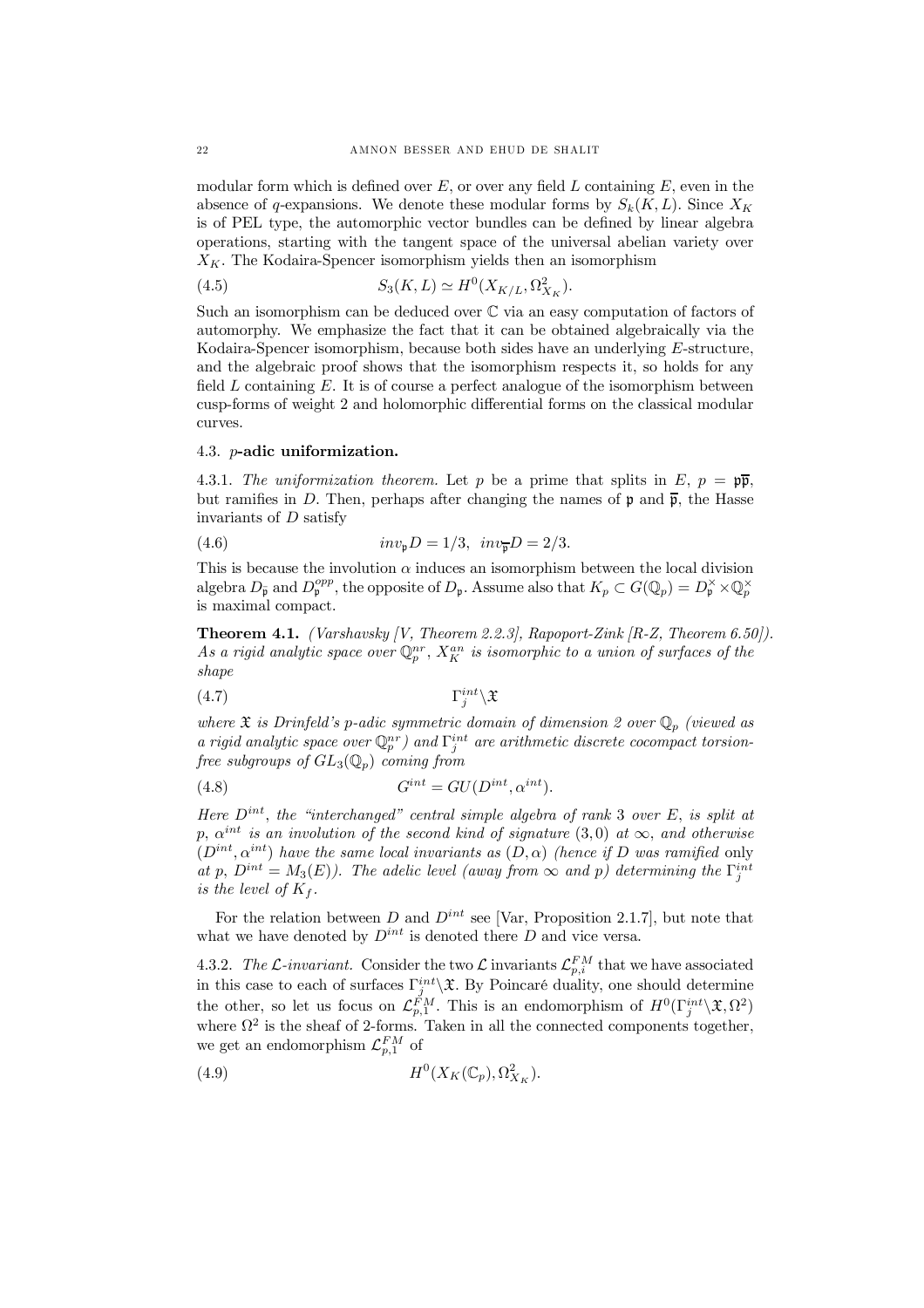modular form which is defined over $E$, or over any field $L$ containing $E$, even in the absence of $q$-expansions. We denote these modular forms by $S_k(K, L)$. Since $X_K$ is of PEL type, the automorphic vector bundles can be defined by linear algebra operations, starting with the tangent space of the universal abelian variety over $X_K$. The Kodaira-Spencer isomorphism yields then an isomorphism

$$S_3(K, L) \simeq H^0(X_{K/L}, \Omega^2_{X_K}). \tag{4.5}$$

Such an isomorphism can be deduced over $\mathbb{C}$ via an easy computation of factors of automorphy. We emphasize the fact that it can be obtained algebraically via the Kodaira-Spencer isomorphism, because both sides have an underlying $E$-structure, and the algebraic proof shows that the isomorphism respects it, so holds for any field $L$ containing $E$. It is of course a perfect analogue of the isomorphism between cusp-forms of weight 2 and holomorphic differential forms on the classical modular curves.

### 4.3. $p$-adic uniformization.

4.3.1. *The uniformization theorem.* Let $p$ be a prime that splits in $E$, $p = \mathfrak{p}\overline{\mathfrak{p}}$, but ramifies in $D$. Then, perhaps after changing the names of $\mathfrak{p}$ and $\overline{\mathfrak{p}}$, the Hasse invariants of $D$ satisfy

$$inv_{\mathfrak{p}} D = 1/3, \quad inv_{\overline{\mathfrak{p}}} D = 2/3. \tag{4.6}$$

This is because the involution $\alpha$ induces an isomorphism between the local division algebra $D_{\bar{\mathfrak{p}}}$ and $D_{\mathfrak{p}}^{opp}$, the opposite of $D_{\mathfrak{p}}$. Assume also that $K_p \subset G(\mathbb{Q}_p) = D_{\mathfrak{p}}^\times \times \mathbb{Q}_p^\times$ is maximal compact.

**Theorem 4.1.** *(Varshavsky [V, Theorem 2.2.3], Rapoport-Zink [R-Z, Theorem 6.50]). As a rigid analytic space over $\mathbb{Q}_p^{nr}$, $X_K^{an}$ is isomorphic to a union of surfaces of the shape*

$$\Gamma_j^{int} \backslash \mathfrak{X} \tag{4.7}$$

*where $\mathfrak{X}$ is Drinfeld's $p$-adic symmetric domain of dimension 2 over $\mathbb{Q}_p$ (viewed as a rigid analytic space over $\mathbb{Q}_p^{nr}$) and $\Gamma_j^{int}$ are arithmetic discrete cocompact torsion-free subgroups of $GL_3(\mathbb{Q}_p)$ coming from*

$$G^{int} = GU(D^{int}, \alpha^{int}). \tag{4.8}$$

*Here $D^{int}$, the "interchanged" central simple algebra of rank 3 over $E$, is split at $p$, $\alpha^{int}$ is an involution of the second kind of signature $(3, 0)$ at $\infty$, and otherwise $(D^{int}, \alpha^{int})$ have the same local invariants as $(D, \alpha)$ (hence if $D$ was ramified* only *at $p$, $D^{int} = M_3(E)$). The adelic level (away from $\infty$ and $p$) determining the $\Gamma_j^{int}$ is the level of $K_f$.*

For the relation between $D$ and $D^{int}$ see [Var, Proposition 2.1.7], but note that what we have denoted by $D^{int}$ is denoted there $D$ and vice versa.

4.3.2. *The $\mathcal{L}$-invariant.* Consider the two $\mathcal{L}$ invariants $\mathcal{L}_{p,i}^{FM}$ that we have associated in this case to each of surfaces $\Gamma_j^{int} \backslash \mathfrak{X}$. By Poincaré duality, one should determine the other, so let us focus on $\mathcal{L}_{p,1}^{FM}$. This is an endomorphism of $H^0(\Gamma_j^{int} \backslash \mathfrak{X}, \Omega^2)$ where $\Omega^2$ is the sheaf of 2-forms. Taken in all the connected components together, we get an endomorphism $\mathcal{L}_{p,1}^{FM}$ of

$$H^0(X_K(\mathbb{C}_p), \Omega^2_{X_K}). \tag{4.9}$$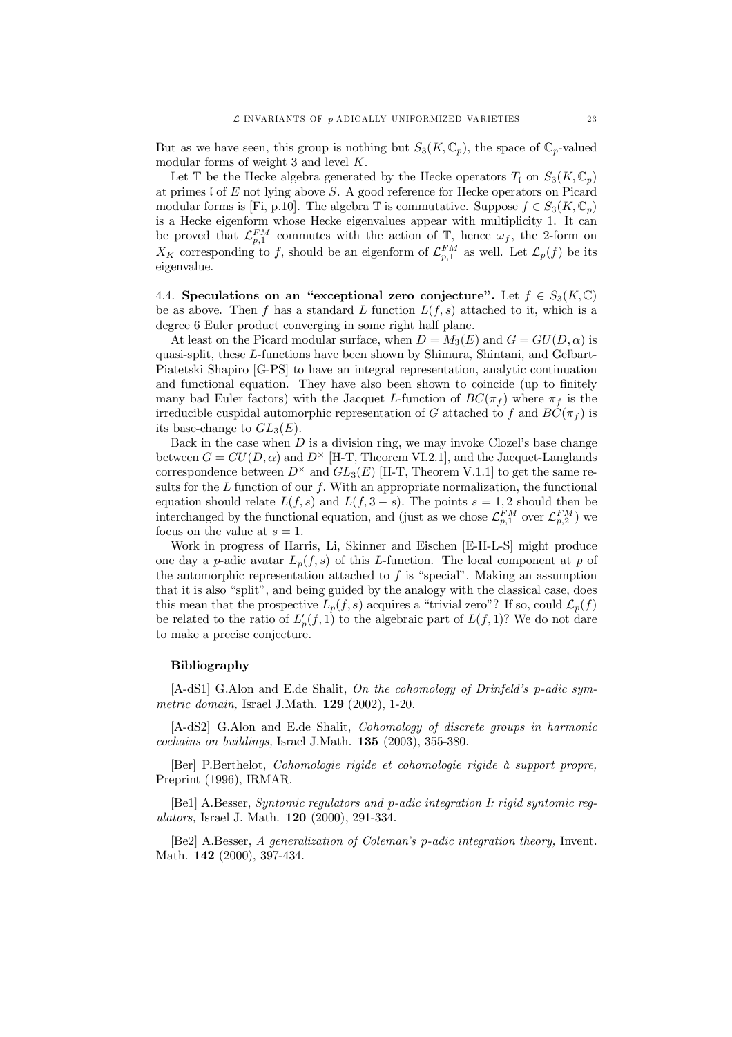But as we have seen, this group is nothing but $S_3(K, \mathbb{C}_p)$, the space of $\mathbb{C}_p$-valued modular forms of weight 3 and level $K$.

Let $\mathbb{T}$ be the Hecke algebra generated by the Hecke operators $T_{\mathfrak{l}}$ on $S_3(K, \mathbb{C}_p)$ at primes $\mathfrak{l}$ of $E$ not lying above $S$. A good reference for Hecke operators on Picard modular forms is [Fi, p.10]. The algebra $\mathbb{T}$ is commutative. Suppose $f \in S_3(K, \mathbb{C}_p)$ is a Hecke eigenform whose Hecke eigenvalues appear with multiplicity 1. It can be proved that $\mathcal{L}_{p,1}^{FM}$ commutes with the action of $\mathbb{T}$, hence $\omega_f$, the 2-form on $X_K$ corresponding to $f$, should be an eigenform of $\mathcal{L}_{p,1}^{FM}$ as well. Let $\mathcal{L}_p(f)$ be its eigenvalue.

**4.4. Speculations on an "exceptional zero conjecture".** Let $f \in S_3(K, \mathbb{C})$ be as above. Then $f$ has a standard $L$ function $L(f, s)$ attached to it, which is a degree 6 Euler product converging in some right half plane.

At least on the Picard modular surface, when $D = M_3(E)$ and $G = GU(D, \alpha)$ is quasi-split, these $L$-functions have been shown by Shimura, Shintani, and Gelbart-Piatetski Shapiro [G-PS] to have an integral representation, analytic continuation and functional equation. They have also been shown to coincide (up to finitely many bad Euler factors) with the Jacquet $L$-function of $BC(\pi_f)$ where $\pi_f$ is the irreducible cuspidal automorphic representation of $G$ attached to $f$ and $BC(\pi_f)$ is its base-change to $GL_3(E)$.

Back in the case when $D$ is a division ring, we may invoke Clozel's base change between $G = GU(D, \alpha)$ and $D^\times$ [H-T, Theorem VI.2.1], and the Jacquet-Langlands correspondence between $D^\times$ and $GL_3(E)$ [H-T, Theorem V.1.1] to get the same results for the $L$ function of our $f$. With an appropriate normalization, the functional equation should relate $L(f, s)$ and $L(f, 3 - s)$. The points $s = 1, 2$ should then be interchanged by the functional equation, and (just as we chose $\mathcal{L}_{p,1}^{FM}$ over $\mathcal{L}_{p,2}^{FM}$) we focus on the value at $s = 1$.

Work in progress of Harris, Li, Skinner and Eischen [E-H-L-S] might produce one day a $p$-adic avatar $L_p(f, s)$ of this $L$-function. The local component at $p$ of the automorphic representation attached to $f$ is "special". Making an assumption that it is also "split", and being guided by the analogy with the classical case, does this mean that the prospective $L_p(f, s)$ acquires a "trivial zero"? If so, could $\mathcal{L}_p(f)$ be related to the ratio of $L_p'(f, 1)$ to the algebraic part of $L(f, 1)$? We do not dare to make a precise conjecture.

### Bibliography

[A-dS1] G.Alon and E.de Shalit, *On the cohomology of Drinfeld's p-adic symmetric domain,* Israel J.Math. **129** (2002), 1-20.

[A-dS2] G.Alon and E.de Shalit, *Cohomology of discrete groups in harmonic cochains on buildings,* Israel J.Math. **135** (2003), 355-380.

[Ber] P.Berthelot, *Cohomologie rigide et cohomologie rigide à support propre,* Preprint (1996), IRMAR.

[Be1] A.Besser, *Syntomic regulators and p-adic integration I: rigid syntomic regulators,* Israel J. Math. **120** (2000), 291-334.

[Be2] A.Besser, *A generalization of Coleman's p-adic integration theory,* Invent. Math. **142** (2000), 397-434.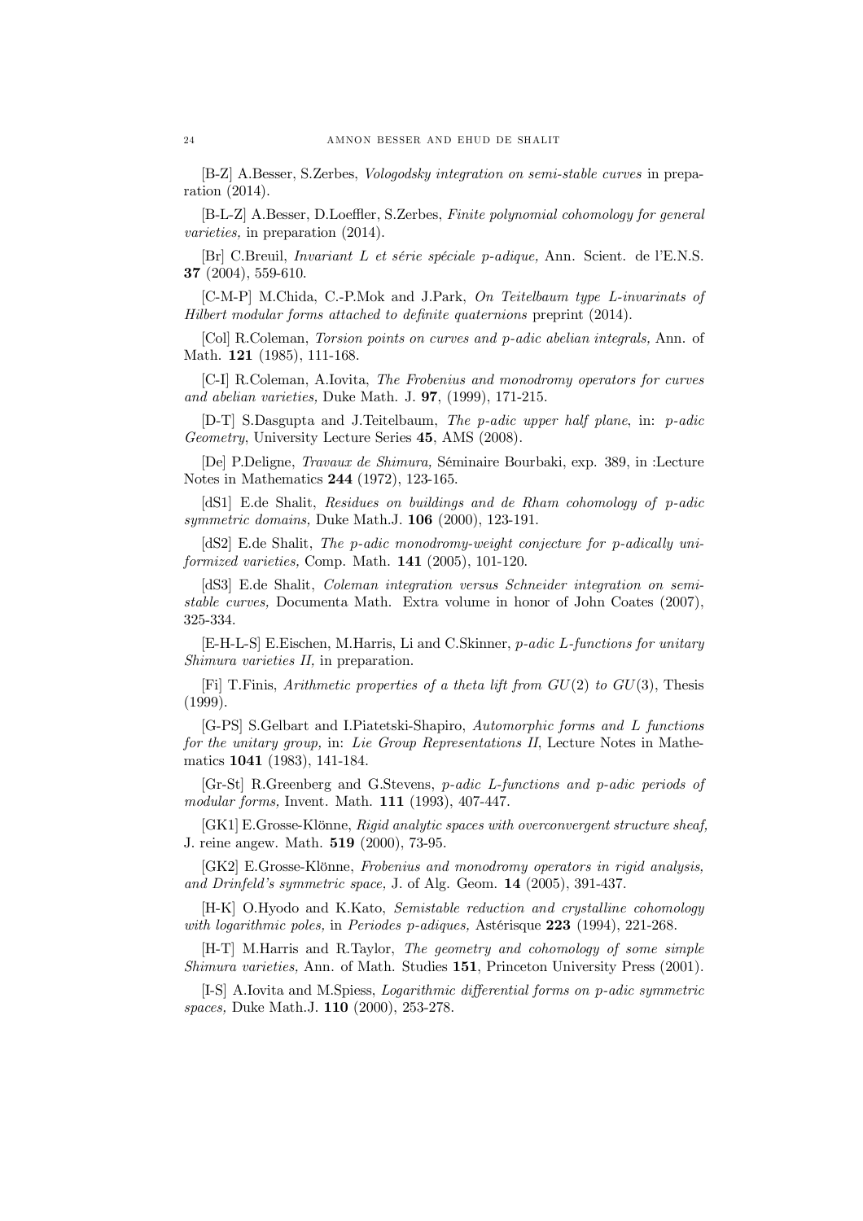[B-Z] A.Besser, S.Zerbes, *Vologodsky integration on semi-stable curves* in preparation (2014).

[B-L-Z] A.Besser, D.Loeffler, S.Zerbes, *Finite polynomial cohomology for general varieties,* in preparation (2014).

[Br] C.Breuil, *Invariant L et série spéciale p-adique,* Ann. Scient. de l'E.N.S. **37** (2004), 559-610.

[C-M-P] M.Chida, C.-P.Mok and J.Park, *On Teitelbaum type L-invarinats of Hilbert modular forms attached to definite quaternions* preprint (2014).

[Col] R.Coleman, *Torsion points on curves and p-adic abelian integrals,* Ann. of Math. **121** (1985), 111-168.

[C-I] R.Coleman, A.Iovita, *The Frobenius and monodromy operators for curves and abelian varieties,* Duke Math. J. **97**, (1999), 171-215.

[D-T] S.Dasgupta and J.Teitelbaum, *The p-adic upper half plane*, in: *p-adic Geometry*, University Lecture Series **45**, AMS (2008).

[De] P.Deligne, *Travaux de Shimura,* Séminaire Bourbaki, exp. 389, in :Lecture Notes in Mathematics **244** (1972), 123-165.

[dS1] E.de Shalit, *Residues on buildings and de Rham cohomology of p-adic symmetric domains,* Duke Math.J. **106** (2000), 123-191.

[dS2] E.de Shalit, *The p-adic monodromy-weight conjecture for p-adically uniformized varieties,* Comp. Math. **141** (2005), 101-120.

[dS3] E.de Shalit, *Coleman integration versus Schneider integration on semi-stable curves,* Documenta Math. Extra volume in honor of John Coates (2007), 325-334.

[E-H-L-S] E.Eischen, M.Harris, Li and C.Skinner, *p-adic L-functions for unitary Shimura varieties II,* in preparation.

[Fi] T.Finis, *Arithmetic properties of a theta lift from $GU(2)$ to $GU(3)$*, Thesis (1999).

[G-PS] S.Gelbart and I.Piatetski-Shapiro, *Automorphic forms and L functions for the unitary group,* in: *Lie Group Representations II*, Lecture Notes in Mathematics **1041** (1983), 141-184.

[Gr-St] R.Greenberg and G.Stevens, *p-adic L-functions and p-adic periods of modular forms,* Invent. Math. **111** (1993), 407-447.

[GK1] E.Grosse-Klönne, *Rigid analytic spaces with overconvergent structure sheaf,* J. reine angew. Math. **519** (2000), 73-95.

[GK2] E.Grosse-Klönne, *Frobenius and monodromy operators in rigid analysis, and Drinfeld's symmetric space,* J. of Alg. Geom. **14** (2005), 391-437.

[H-K] O.Hyodo and K.Kato, *Semistable reduction and crystalline cohomology with logarithmic poles,* in *Periodes p-adiques,* Astérisque **223** (1994), 221-268.

[H-T] M.Harris and R.Taylor, *The geometry and cohomology of some simple Shimura varieties,* Ann. of Math. Studies **151**, Princeton University Press (2001).

[I-S] A.Iovita and M.Spiess, *Logarithmic differential forms on p-adic symmetric spaces,* Duke Math.J. **110** (2000), 253-278.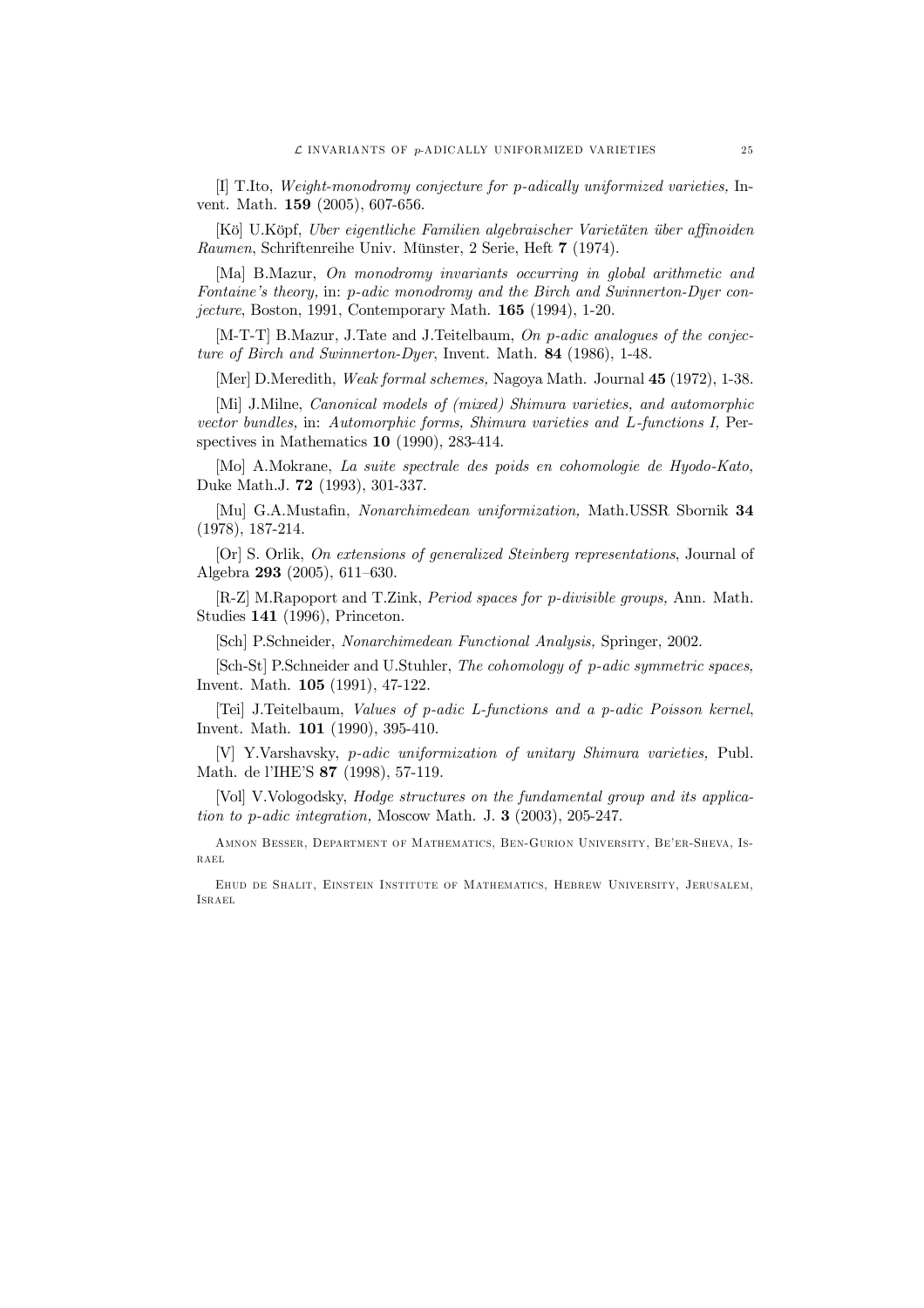[I] T.Ito, *Weight-monodromy conjecture for p-adically uniformized varieties,* Invent. Math. **159** (2005), 607-656.

[Kö] U.Köpf, *Uber eigentliche Familien algebraischer Varietäten über affinoiden Raumen*, Schriftenreihe Univ. Münster, 2 Serie, Heft **7** (1974).

[Ma] B.Mazur, *On monodromy invariants occurring in global arithmetic and Fontaine's theory,* in: *p-adic monodromy and the Birch and Swinnerton-Dyer conjecture*, Boston, 1991, Contemporary Math. **165** (1994), 1-20.

[M-T-T] B.Mazur, J.Tate and J.Teitelbaum, *On p-adic analogues of the conjecture of Birch and Swinnerton-Dyer*, Invent. Math. **84** (1986), 1-48.

[Mer] D.Meredith, *Weak formal schemes,* Nagoya Math. Journal **45** (1972), 1-38.

[Mi] J.Milne, *Canonical models of (mixed) Shimura varieties, and automorphic vector bundles,* in: *Automorphic forms, Shimura varieties and L-functions I,* Perspectives in Mathematics **10** (1990), 283-414.

[Mo] A.Mokrane, *La suite spectrale des poids en cohomologie de Hyodo-Kato*, Duke Math.J. **72** (1993), 301-337.

[Mu] G.A.Mustafin, *Nonarchimedean uniformization,* Math.USSR Sbornik **34** (1978), 187-214.

[Or] S. Orlik, *On extensions of generalized Steinberg representations*, Journal of Algebra **293** (2005), 611–630.

[R-Z] M.Rapoport and T.Zink, *Period spaces for p-divisible groups,* Ann. Math. Studies **141** (1996), Princeton.

[Sch] P.Schneider, *Nonarchimedean Functional Analysis,* Springer, 2002.

[Sch-St] P.Schneider and U.Stuhler, *The cohomology of p-adic symmetric spaces,* Invent. Math. **105** (1991), 47-122.

[Tei] J.Teitelbaum, *Values of p-adic L-functions and a p-adic Poisson kernel*, Invent. Math. **101** (1990), 395-410.

[V] Y.Varshavsky, *p-adic uniformization of unitary Shimura varieties,* Publ. Math. de l'IHE'S **87** (1998), 57-119.

[Vol] V.Vologodsky, *Hodge structures on the fundamental group and its application to p-adic integration,* Moscow Math. J. **3** (2003), 205-247.

Amnon Besser, Department of Mathematics, Ben-Gurion University, Be'er-Sheva, Israel

Ehud de Shalit, Einstein Institute of Mathematics, Hebrew University, Jerusalem, Israel